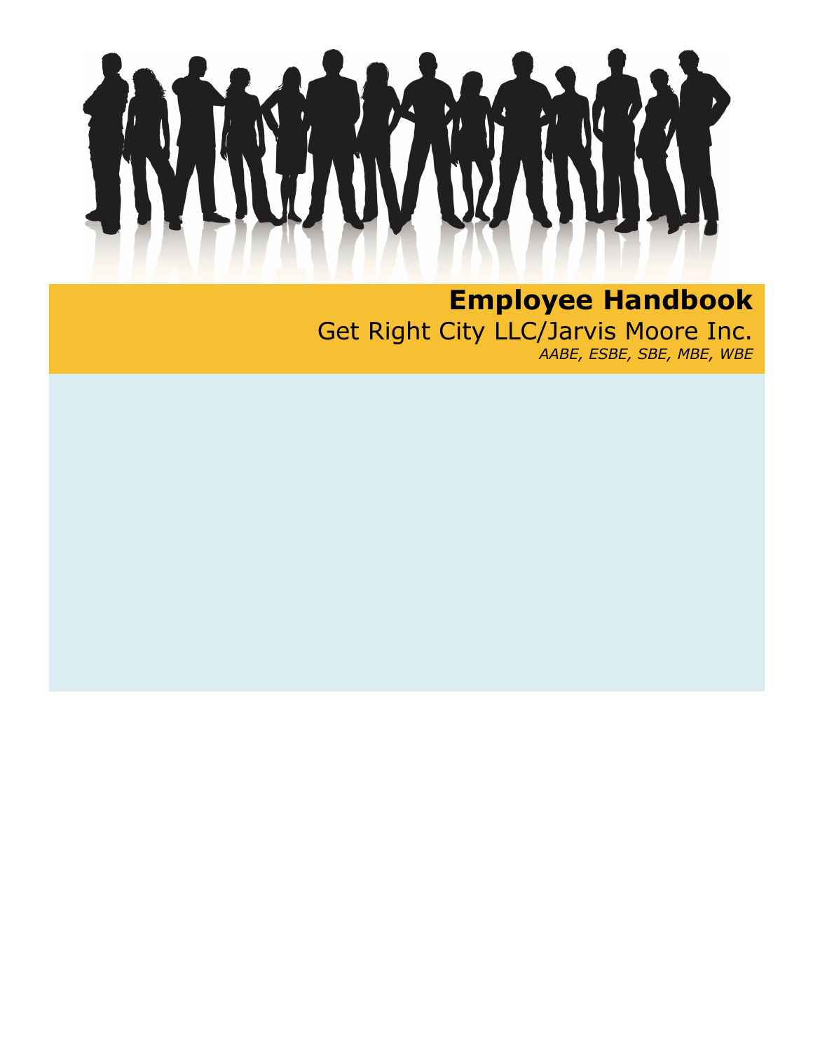# Employee Handbook

Get Right City LLC/Jarvis Moore Inc.

*AABE, ESBE, SBE, MBE, WBE*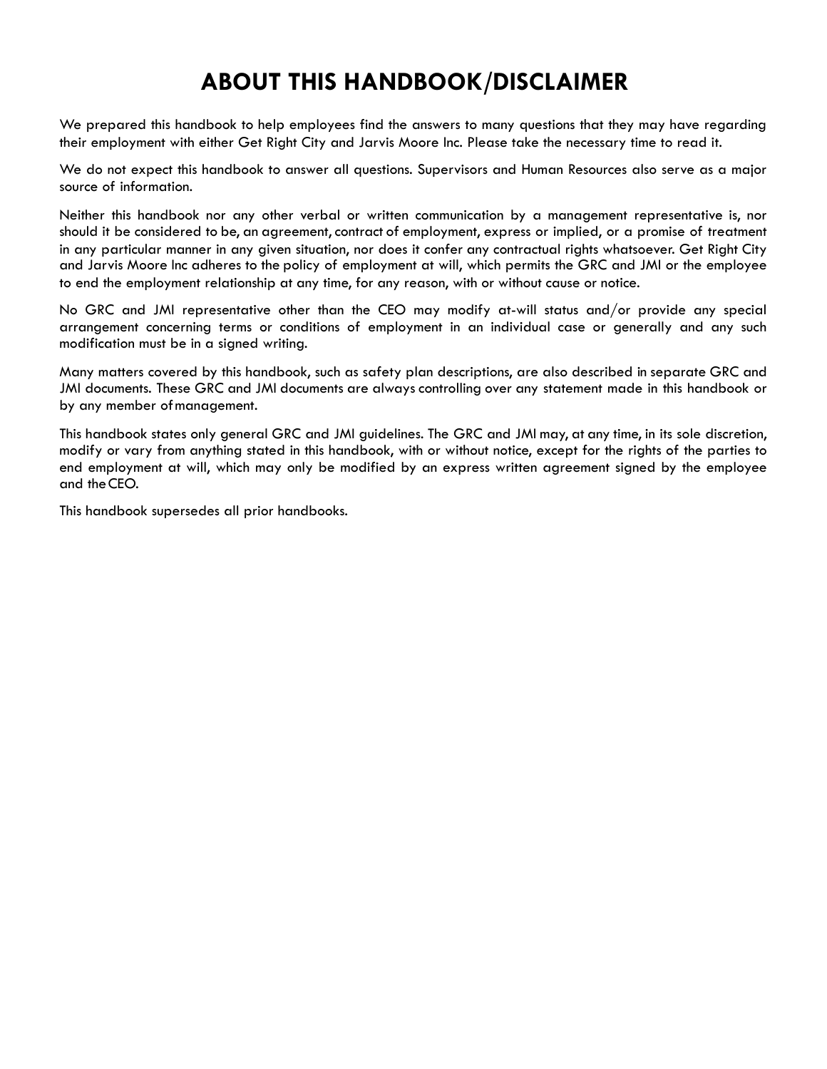# ABOUT THIS HANDBOOK/DISCLAIMER

We prepared this handbook to help employees find the answers to many questions that they may have regarding their employment with either Get Right City and Jarvis Moore Inc. Please take the necessary time to read it.

We do not expect this handbook to answer all questions. Supervisors and Human Resources also serve as a major source of information.

Neither this handbook nor any other verbal or written communication by a management representative is, nor should it be considered to be, an agreement, contract of employment, express or implied, or a promise of treatment in any particular manner in any given situation, nor does it confer any contractual rights whatsoever. Get Right City and Jarvis Moore Inc adheres to the policy of employment at will, which permits the GRC and JMI or the employee to end the employment relationship at any time, for any reason, with or without cause or notice.

No GRC and JMI representative other than the CEO may modify at-will status and/or provide any special arrangement concerning terms or conditions of employment in an individual case or generally and any such modification must be in a signed writing.

Many matters covered by this handbook, such as safety plan descriptions, are also described in separate GRC and JMI documents. These GRC and JMI documents are always controlling over any statement made in this handbook or by any member of management.

This handbook states only general GRC and JMI guidelines. The GRC and JMI may, at any time, in its sole discretion, modify or vary from anything stated in this handbook, with or without notice, except for the rights of the parties to end employment at will, which may only be modified by an express written agreement signed by the employee and the CEO.

This handbook supersedes all prior handbooks.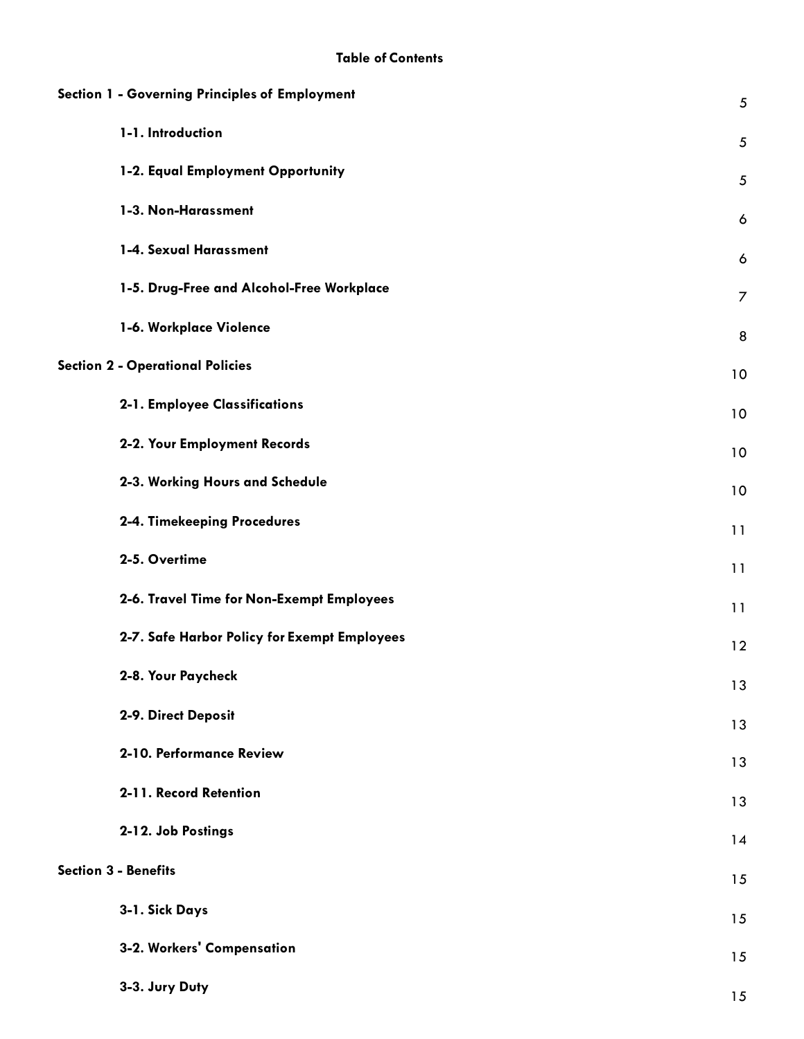**Table of Contents**

| | |
|---|---|
| **Section 1 - Governing Principles of Employment** | 5 |
| **1-1. Introduction** | 5 |
| **1-2. Equal Employment Opportunity** | 5 |
| **1-3. Non-Harassment** | 6 |
| **1-4. Sexual Harassment** | 6 |
| **1-5. Drug-Free and Alcohol-Free Workplace** | 7 |
| **1-6. Workplace Violence** | 8 |
| **Section 2 - Operational Policies** | 10 |
| **2-1. Employee Classifications** | 10 |
| **2-2. Your Employment Records** | 10 |
| **2-3. Working Hours and Schedule** | 10 |
| **2-4. Timekeeping Procedures** | 11 |
| **2-5. Overtime** | 11 |
| **2-6. Travel Time for Non-Exempt Employees** | 11 |
| **2-7. Safe Harbor Policy for Exempt Employees** | 12 |
| **2-8. Your Paycheck** | 13 |
| **2-9. Direct Deposit** | 13 |
| **2-10. Performance Review** | 13 |
| **2-11. Record Retention** | 13 |
| **2-12. Job Postings** | 14 |
| **Section 3 - Benefits** | 15 |
| **3-1. Sick Days** | 15 |
| **3-2. Workers' Compensation** | 15 |
| **3-3. Jury Duty** | 15 |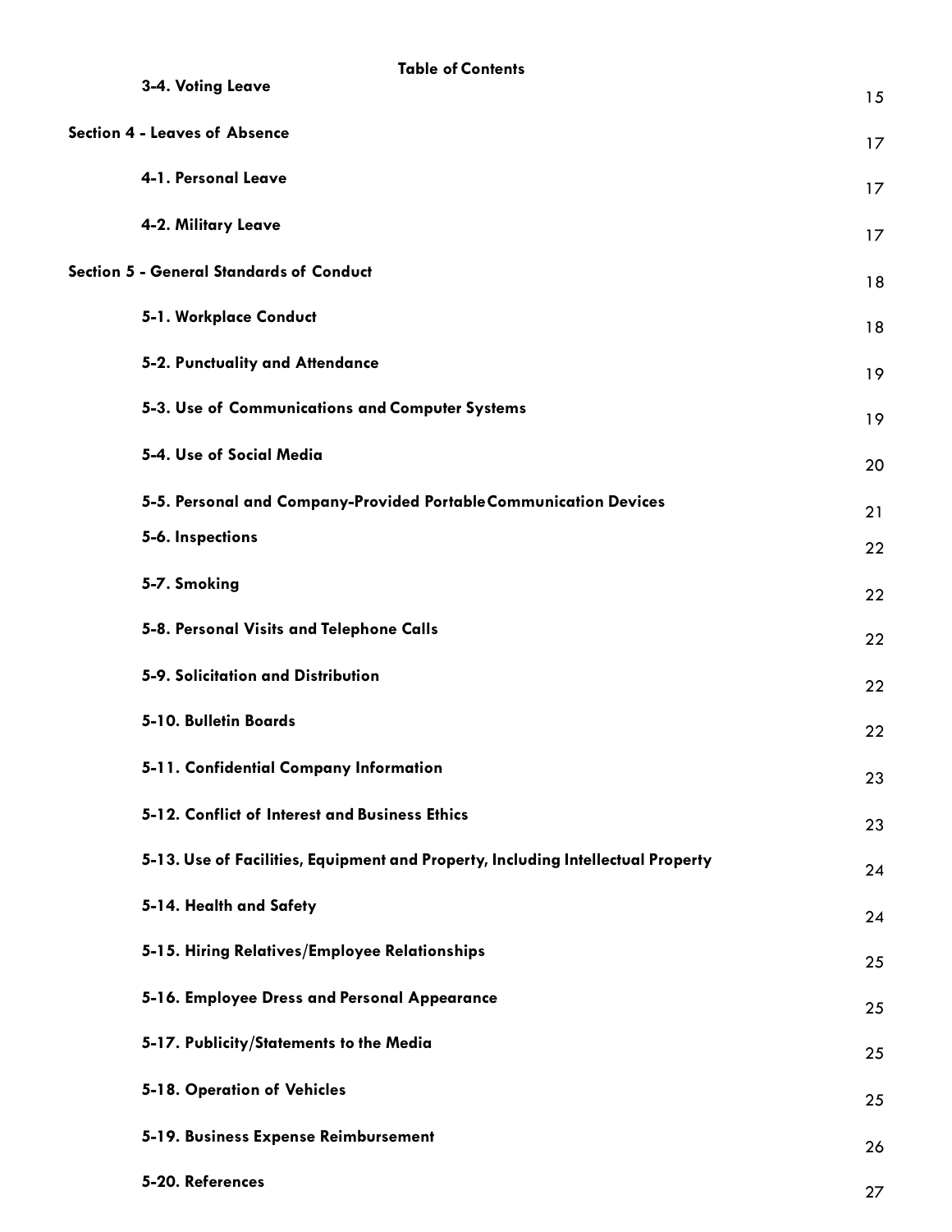**Table of Contents**

| | |
|---|---|
| **3-4. Voting Leave** | 15 |
| **Section 4 - Leaves of Absence** | 17 |
| **4-1. Personal Leave** | 17 |
| **4-2. Military Leave** | 17 |
| **Section 5 - General Standards of Conduct** | 18 |
| **5-1. Workplace Conduct** | 18 |
| **5-2. Punctuality and Attendance** | 19 |
| **5-3. Use of Communications and Computer Systems** | 19 |
| **5-4. Use of Social Media** | 20 |
| **5-5. Personal and Company-Provided Portable Communication Devices** | 21 |
| **5-6. Inspections** | 22 |
| **5-7. Smoking** | 22 |
| **5-8. Personal Visits and Telephone Calls** | 22 |
| **5-9. Solicitation and Distribution** | 22 |
| **5-10. Bulletin Boards** | 22 |
| **5-11. Confidential Company Information** | 23 |
| **5-12. Conflict of Interest and Business Ethics** | 23 |
| **5-13. Use of Facilities, Equipment and Property, Including Intellectual Property** | 24 |
| **5-14. Health and Safety** | 24 |
| **5-15. Hiring Relatives/Employee Relationships** | 25 |
| **5-16. Employee Dress and Personal Appearance** | 25 |
| **5-17. Publicity/Statements to the Media** | 25 |
| **5-18. Operation of Vehicles** | 25 |
| **5-19. Business Expense Reimbursement** | 26 |
| **5-20. References** | 27 |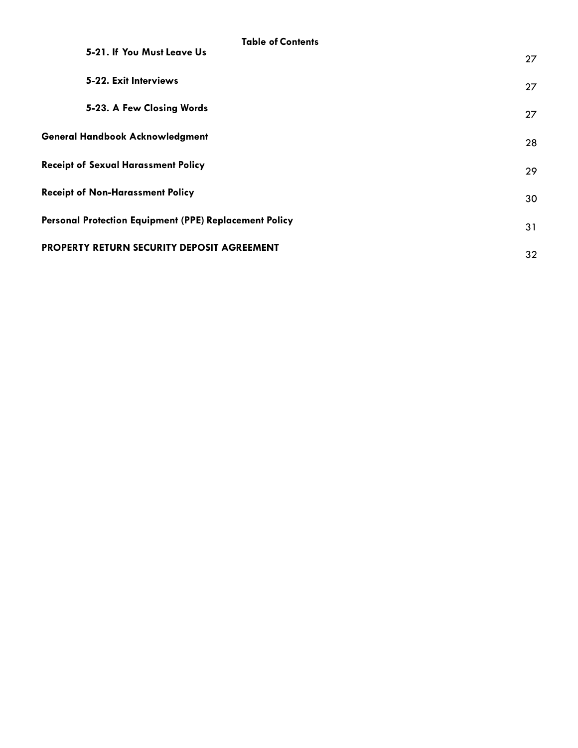**Table of Contents**

| | |
|---|---|
| **5-21. If You Must Leave Us** | 27 |
| **5-22. Exit Interviews** | 27 |
| **5-23. A Few Closing Words** | 27 |
| **General Handbook Acknowledgment** | 28 |
| **Receipt of Sexual Harassment Policy** | 29 |
| **Receipt of Non-Harassment Policy** | 30 |
| **Personal Protection Equipment (PPE) Replacement Policy** | 31 |
| **PROPERTY RETURN SECURITY DEPOSIT AGREEMENT** | 32 |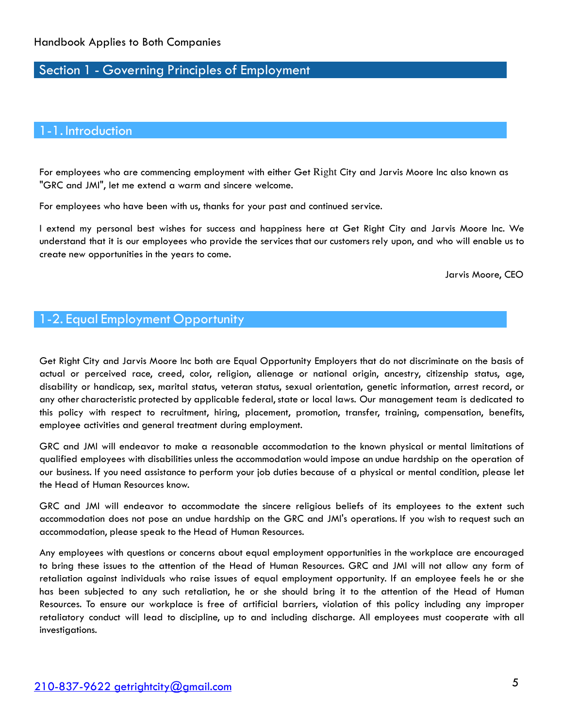Handbook Applies to Both Companies

# Section 1 - Governing Principles of Employment

## 1-1. Introduction

For employees who are commencing employment with either Get Right City and Jarvis Moore Inc also known as "GRC and JMI", let me extend a warm and sincere welcome.

For employees who have been with us, thanks for your past and continued service.

I extend my personal best wishes for success and happiness here at Get Right City and Jarvis Moore Inc. We understand that it is our employees who provide the services that our customers rely upon, and who will enable us to create new opportunities in the years to come.

Jarvis Moore, CEO

## 1-2. Equal Employment Opportunity

Get Right City and Jarvis Moore Inc both are Equal Opportunity Employers that do not discriminate on the basis of actual or perceived race, creed, color, religion, alienage or national origin, ancestry, citizenship status, age, disability or handicap, sex, marital status, veteran status, sexual orientation, genetic information, arrest record, or any other characteristic protected by applicable federal, state or local laws. Our management team is dedicated to this policy with respect to recruitment, hiring, placement, promotion, transfer, training, compensation, benefits, employee activities and general treatment during employment.

GRC and JMI will endeavor to make a reasonable accommodation to the known physical or mental limitations of qualified employees with disabilities unless the accommodation would impose an undue hardship on the operation of our business. If you need assistance to perform your job duties because of a physical or mental condition, please let the Head of Human Resources know.

GRC and JMI will endeavor to accommodate the sincere religious beliefs of its employees to the extent such accommodation does not pose an undue hardship on the GRC and JMI's operations. If you wish to request such an accommodation, please speak to the Head of Human Resources.

Any employees with questions or concerns about equal employment opportunities in the workplace are encouraged to bring these issues to the attention of the Head of Human Resources. GRC and JMI will not allow any form of retaliation against individuals who raise issues of equal employment opportunity. If an employee feels he or she has been subjected to any such retaliation, he or she should bring it to the attention of the Head of Human Resources. To ensure our workplace is free of artificial barriers, violation of this policy including any improper retaliatory conduct will lead to discipline, up to and including discharge. All employees must cooperate with all investigations.

210-837-9622 getrightcity@gmail.com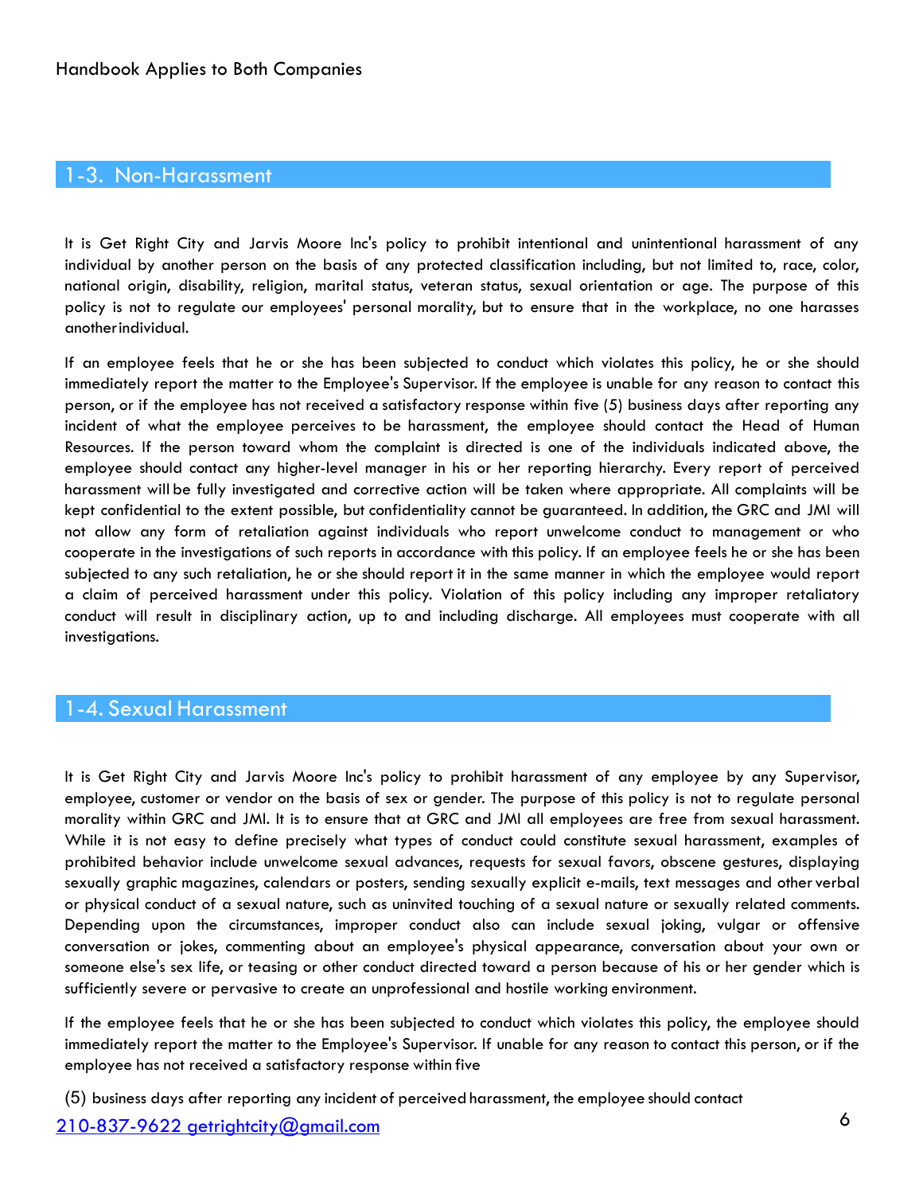Handbook Applies to Both Companies

## 1-3. Non-Harassment

It is Get Right City and Jarvis Moore Inc's policy to prohibit intentional and unintentional harassment of any individual by another person on the basis of any protected classification including, but not limited to, race, color, national origin, disability, religion, marital status, veteran status, sexual orientation or age. The purpose of this policy is not to regulate our employees' personal morality, but to ensure that in the workplace, no one harasses another individual.

If an employee feels that he or she has been subjected to conduct which violates this policy, he or she should immediately report the matter to the Employee's Supervisor. If the employee is unable for any reason to contact this person, or if the employee has not received a satisfactory response within five (5) business days after reporting any incident of what the employee perceives to be harassment, the employee should contact the Head of Human Resources. If the person toward whom the complaint is directed is one of the individuals indicated above, the employee should contact any higher-level manager in his or her reporting hierarchy. Every report of perceived harassment will be fully investigated and corrective action will be taken where appropriate. All complaints will be kept confidential to the extent possible, but confidentiality cannot be guaranteed. In addition, the GRC and JMI will not allow any form of retaliation against individuals who report unwelcome conduct to management or who cooperate in the investigations of such reports in accordance with this policy. If an employee feels he or she has been subjected to any such retaliation, he or she should report it in the same manner in which the employee would report a claim of perceived harassment under this policy. Violation of this policy including any improper retaliatory conduct will result in disciplinary action, up to and including discharge. All employees must cooperate with all investigations.

## 1-4. Sexual Harassment

It is Get Right City and Jarvis Moore Inc's policy to prohibit harassment of any employee by any Supervisor, employee, customer or vendor on the basis of sex or gender. The purpose of this policy is not to regulate personal morality within GRC and JMI. It is to ensure that at GRC and JMI all employees are free from sexual harassment. While it is not easy to define precisely what types of conduct could constitute sexual harassment, examples of prohibited behavior include unwelcome sexual advances, requests for sexual favors, obscene gestures, displaying sexually graphic magazines, calendars or posters, sending sexually explicit e-mails, text messages and other verbal or physical conduct of a sexual nature, such as uninvited touching of a sexual nature or sexually related comments. Depending upon the circumstances, improper conduct also can include sexual joking, vulgar or offensive conversation or jokes, commenting about an employee's physical appearance, conversation about your own or someone else's sex life, or teasing or other conduct directed toward a person because of his or her gender which is sufficiently severe or pervasive to create an unprofessional and hostile working environment.

If the employee feels that he or she has been subjected to conduct which violates this policy, the employee should immediately report the matter to the Employee's Supervisor. If unable for any reason to contact this person, or if the employee has not received a satisfactory response within five

(5) business days after reporting any incident of perceived harassment, the employee should contact

210-837-9622 getrightcity@gmail.com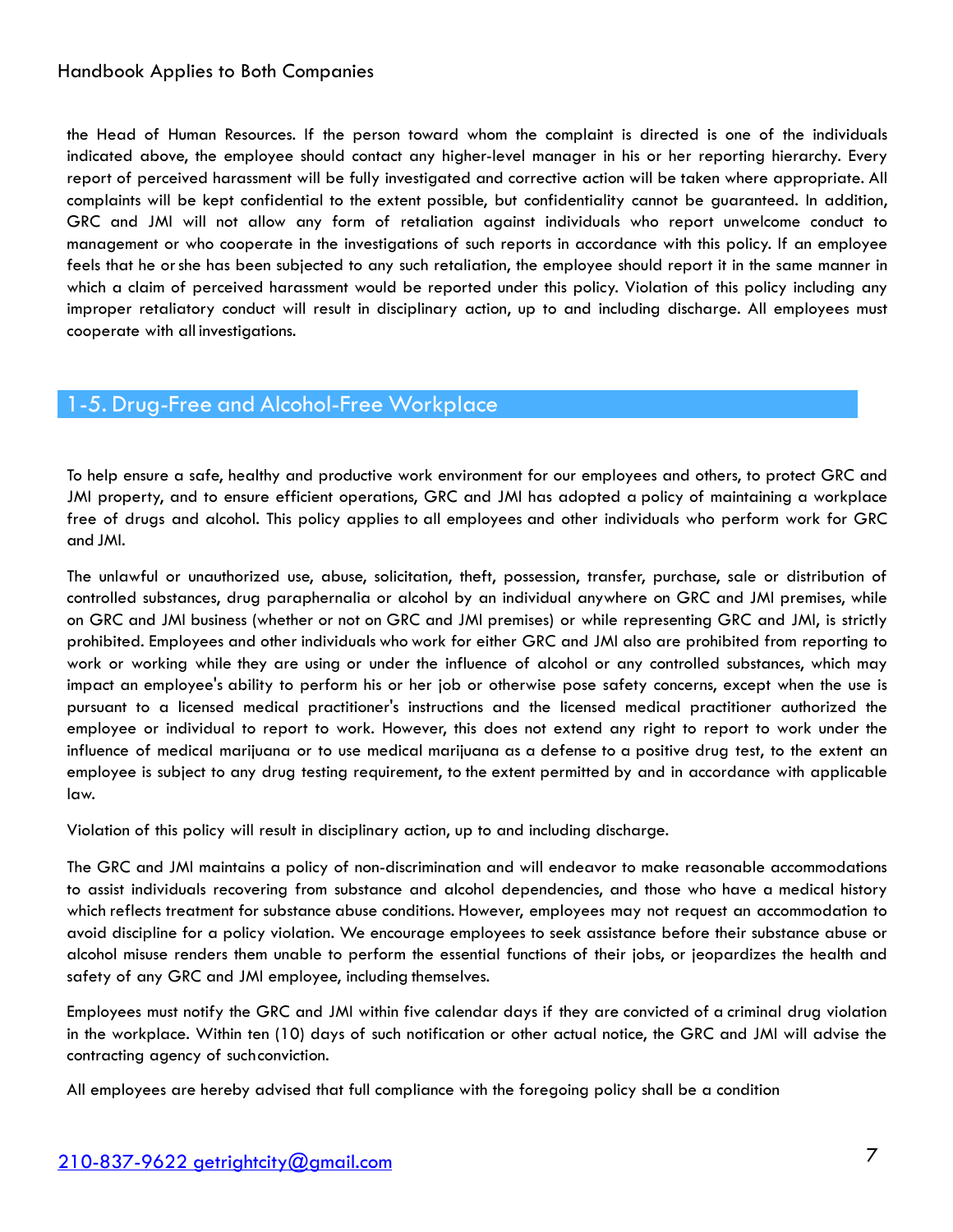the Head of Human Resources. If the person toward whom the complaint is directed is one of the individuals indicated above, the employee should contact any higher-level manager in his or her reporting hierarchy. Every report of perceived harassment will be fully investigated and corrective action will be taken where appropriate. All complaints will be kept confidential to the extent possible, but confidentiality cannot be guaranteed. In addition, GRC and JMI will not allow any form of retaliation against individuals who report unwelcome conduct to management or who cooperate in the investigations of such reports in accordance with this policy. If an employee feels that he or she has been subjected to any such retaliation, the employee should report it in the same manner in which a claim of perceived harassment would be reported under this policy. Violation of this policy including any improper retaliatory conduct will result in disciplinary action, up to and including discharge. All employees must cooperate with all investigations.

## 1-5. Drug-Free and Alcohol-Free Workplace

To help ensure a safe, healthy and productive work environment for our employees and others, to protect GRC and JMI property, and to ensure efficient operations, GRC and JMI has adopted a policy of maintaining a workplace free of drugs and alcohol. This policy applies to all employees and other individuals who perform work for GRC and JMI.

The unlawful or unauthorized use, abuse, solicitation, theft, possession, transfer, purchase, sale or distribution of controlled substances, drug paraphernalia or alcohol by an individual anywhere on GRC and JMI premises, while on GRC and JMI business (whether or not on GRC and JMI premises) or while representing GRC and JMI, is strictly prohibited. Employees and other individuals who work for either GRC and JMI also are prohibited from reporting to work or working while they are using or under the influence of alcohol or any controlled substances, which may impact an employee's ability to perform his or her job or otherwise pose safety concerns, except when the use is pursuant to a licensed medical practitioner's instructions and the licensed medical practitioner authorized the employee or individual to report to work. However, this does not extend any right to report to work under the influence of medical marijuana or to use medical marijuana as a defense to a positive drug test, to the extent an employee is subject to any drug testing requirement, to the extent permitted by and in accordance with applicable law.

Violation of this policy will result in disciplinary action, up to and including discharge.

The GRC and JMI maintains a policy of non-discrimination and will endeavor to make reasonable accommodations to assist individuals recovering from substance and alcohol dependencies, and those who have a medical history which reflects treatment for substance abuse conditions. However, employees may not request an accommodation to avoid discipline for a policy violation. We encourage employees to seek assistance before their substance abuse or alcohol misuse renders them unable to perform the essential functions of their jobs, or jeopardizes the health and safety of any GRC and JMI employee, including themselves.

Employees must notify the GRC and JMI within five calendar days if they are convicted of a criminal drug violation in the workplace. Within ten (10) days of such notification or other actual notice, the GRC and JMI will advise the contracting agency of such conviction.

All employees are hereby advised that full compliance with the foregoing policy shall be a condition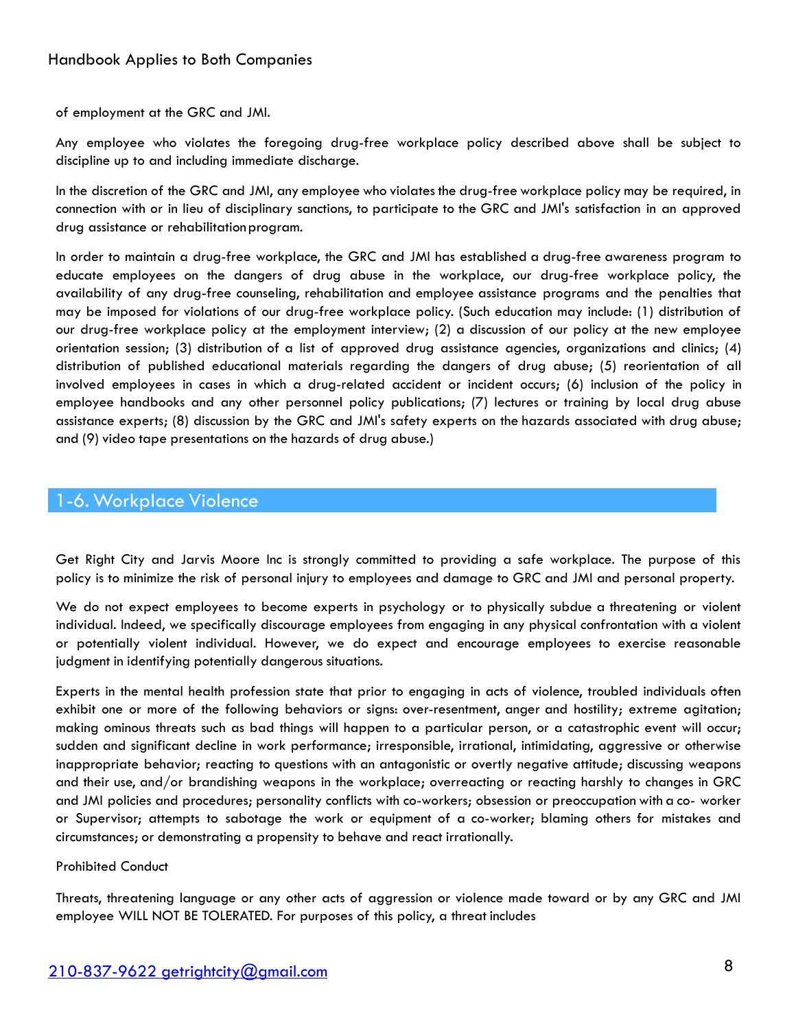of employment at the GRC and JMI.

Any employee who violates the foregoing drug-free workplace policy described above shall be subject to discipline up to and including immediate discharge.

In the discretion of the GRC and JMI, any employee who violates the drug-free workplace policy may be required, in connection with or in lieu of disciplinary sanctions, to participate to the GRC and JMI's satisfaction in an approved drug assistance or rehabilitation program.

In order to maintain a drug-free workplace, the GRC and JMI has established a drug-free awareness program to educate employees on the dangers of drug abuse in the workplace, our drug-free workplace policy, the availability of any drug-free counseling, rehabilitation and employee assistance programs and the penalties that may be imposed for violations of our drug-free workplace policy. (Such education may include: (1) distribution of our drug-free workplace policy at the employment interview; (2) a discussion of our policy at the new employee orientation session; (3) distribution of a list of approved drug assistance agencies, organizations and clinics; (4) distribution of published educational materials regarding the dangers of drug abuse; (5) reorientation of all involved employees in cases in which a drug-related accident or incident occurs; (6) inclusion of the policy in employee handbooks and any other personnel policy publications; (7) lectures or training by local drug abuse assistance experts; (8) discussion by the GRC and JMI's safety experts on the hazards associated with drug abuse; and (9) video tape presentations on the hazards of drug abuse.)

## 1-6. Workplace Violence

Get Right City and Jarvis Moore Inc is strongly committed to providing a safe workplace. The purpose of this policy is to minimize the risk of personal injury to employees and damage to GRC and JMI and personal property.

We do not expect employees to become experts in psychology or to physically subdue a threatening or violent individual. Indeed, we specifically discourage employees from engaging in any physical confrontation with a violent or potentially violent individual. However, we do expect and encourage employees to exercise reasonable judgment in identifying potentially dangerous situations.

Experts in the mental health profession state that prior to engaging in acts of violence, troubled individuals often exhibit one or more of the following behaviors or signs: over-resentment, anger and hostility; extreme agitation; making ominous threats such as bad things will happen to a particular person, or a catastrophic event will occur; sudden and significant decline in work performance; irresponsible, irrational, intimidating, aggressive or otherwise inappropriate behavior; reacting to questions with an antagonistic or overtly negative attitude; discussing weapons and their use, and/or brandishing weapons in the workplace; overreacting or reacting harshly to changes in GRC and JMI policies and procedures; personality conflicts with co-workers; obsession or preoccupation with a co- worker or Supervisor; attempts to sabotage the work or equipment of a co-worker; blaming others for mistakes and circumstances; or demonstrating a propensity to behave and react irrationally.

Prohibited Conduct

Threats, threatening language or any other acts of aggression or violence made toward or by any GRC and JMI employee WILL NOT BE TOLERATED. For purposes of this policy, a threat includes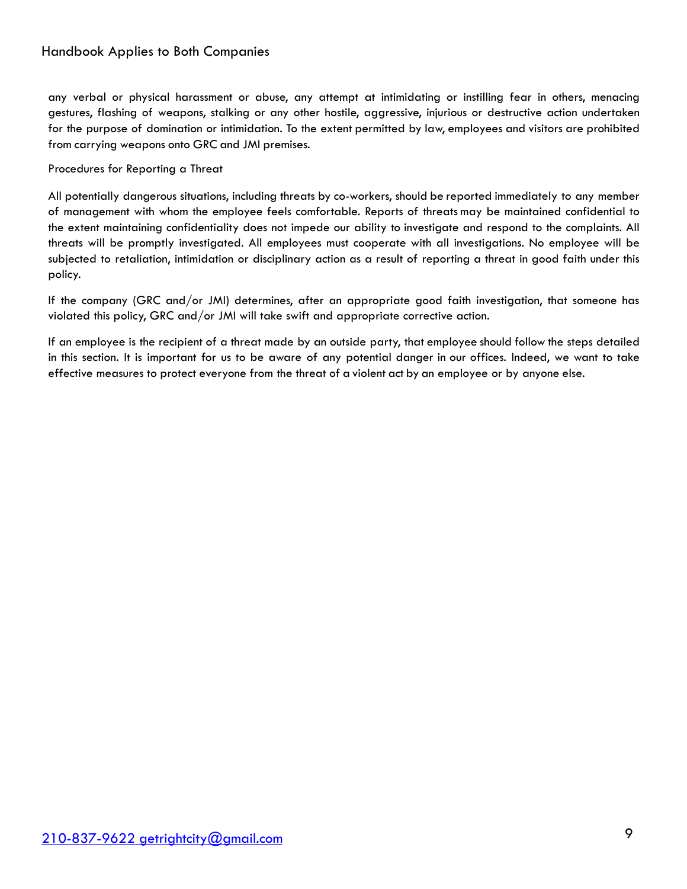any verbal or physical harassment or abuse, any attempt at intimidating or instilling fear in others, menacing gestures, flashing of weapons, stalking or any other hostile, aggressive, injurious or destructive action undertaken for the purpose of domination or intimidation. To the extent permitted by law, employees and visitors are prohibited from carrying weapons onto GRC and JMI premises.

Procedures for Reporting a Threat

All potentially dangerous situations, including threats by co-workers, should be reported immediately to any member of management with whom the employee feels comfortable. Reports of threats may be maintained confidential to the extent maintaining confidentiality does not impede our ability to investigate and respond to the complaints. All threats will be promptly investigated. All employees must cooperate with all investigations. No employee will be subjected to retaliation, intimidation or disciplinary action as a result of reporting a threat in good faith under this policy.

If the company (GRC and/or JMI) determines, after an appropriate good faith investigation, that someone has violated this policy, GRC and/or JMI will take swift and appropriate corrective action.

If an employee is the recipient of a threat made by an outside party, that employee should follow the steps detailed in this section. It is important for us to be aware of any potential danger in our offices. Indeed, we want to take effective measures to protect everyone from the threat of a violent act by an employee or by anyone else.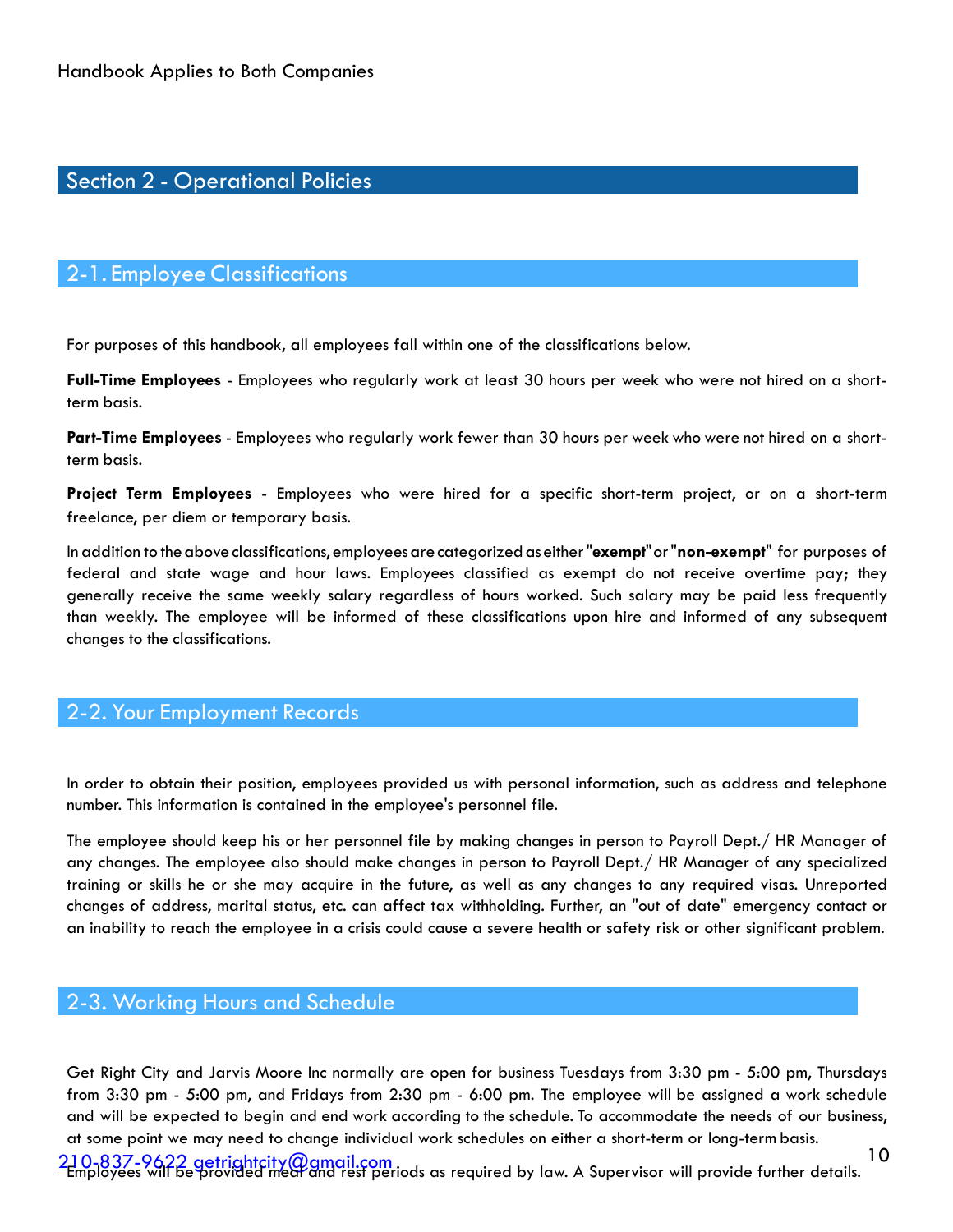## Section 2 - Operational Policies

### 2-1. Employee Classifications

For purposes of this handbook, all employees fall within one of the classifications below.

**Full-Time Employees** - Employees who regularly work at least 30 hours per week who were not hired on a short-term basis.

**Part-Time Employees** - Employees who regularly work fewer than 30 hours per week who were not hired on a short-term basis.

**Project Term Employees** - Employees who were hired for a specific short-term project, or on a short-term freelance, per diem or temporary basis.

In addition to the above classifications, employees are categorized as either "**exempt**" or "**non-exempt**" for purposes of federal and state wage and hour laws. Employees classified as exempt do not receive overtime pay; they generally receive the same weekly salary regardless of hours worked. Such salary may be paid less frequently than weekly. The employee will be informed of these classifications upon hire and informed of any subsequent changes to the classifications.

### 2-2. Your Employment Records

In order to obtain their position, employees provided us with personal information, such as address and telephone number. This information is contained in the employee's personnel file.

The employee should keep his or her personnel file by making changes in person to Payroll Dept./ HR Manager of any changes. The employee also should make changes in person to Payroll Dept./ HR Manager of any specialized training or skills he or she may acquire in the future, as well as any changes to any required visas. Unreported changes of address, marital status, etc. can affect tax withholding. Further, an "out of date" emergency contact or an inability to reach the employee in a crisis could cause a severe health or safety risk or other significant problem.

### 2-3. Working Hours and Schedule

Get Right City and Jarvis Moore Inc normally are open for business Tuesdays from 3:30 pm - 5:00 pm, Thursdays from 3:30 pm - 5:00 pm, and Fridays from 2:30 pm - 6:00 pm. The employee will be assigned a work schedule and will be expected to begin and end work according to the schedule. To accommodate the needs of our business, at some point we may need to change individual work schedules on either a short-term or long-term basis.

Employees will be provided meal and rest periods as required by law. A Supervisor will provide further details.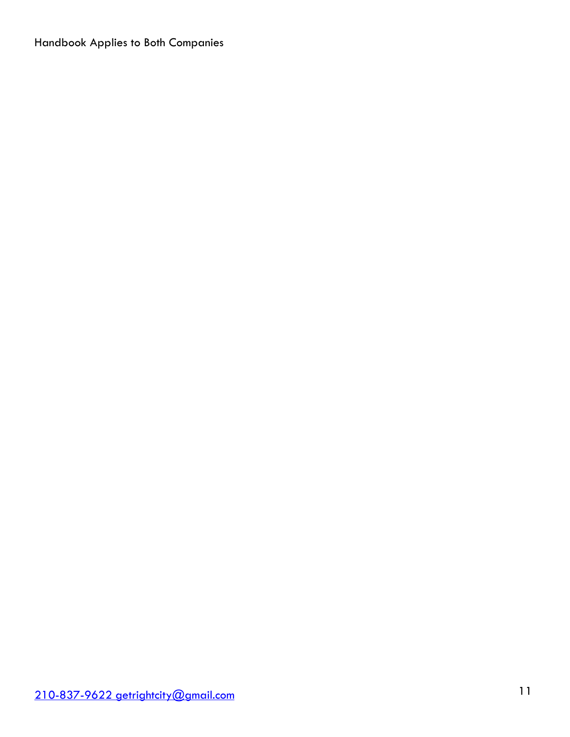Handbook Applies to Both Companies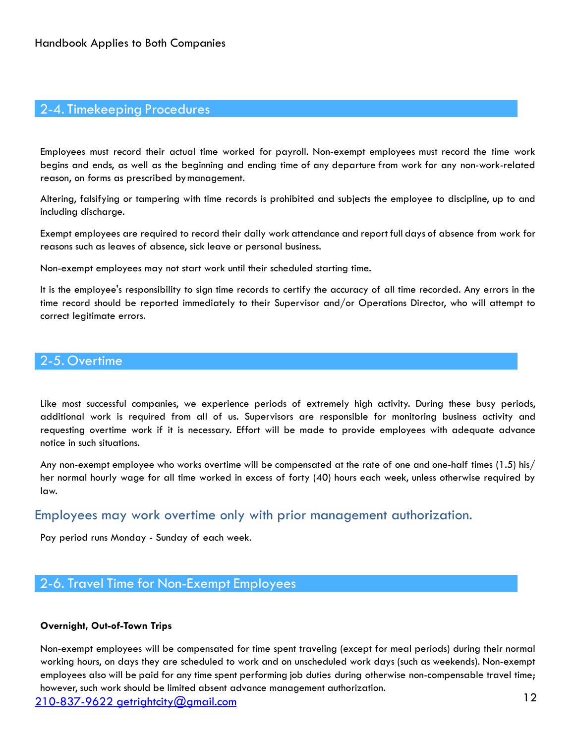## 2-4. Timekeeping Procedures

Employees must record their actual time worked for payroll. Non-exempt employees must record the time work begins and ends, as well as the beginning and ending time of any departure from work for any non-work-related reason, on forms as prescribed by management.

Altering, falsifying or tampering with time records is prohibited and subjects the employee to discipline, up to and including discharge.

Exempt employees are required to record their daily work attendance and report full days of absence from work for reasons such as leaves of absence, sick leave or personal business.

Non-exempt employees may not start work until their scheduled starting time.

It is the employee's responsibility to sign time records to certify the accuracy of all time recorded. Any errors in the time record should be reported immediately to their Supervisor and/or Operations Director, who will attempt to correct legitimate errors.

## 2-5. Overtime

Like most successful companies, we experience periods of extremely high activity. During these busy periods, additional work is required from all of us. Supervisors are responsible for monitoring business activity and requesting overtime work if it is necessary. Effort will be made to provide employees with adequate advance notice in such situations.

Any non-exempt employee who works overtime will be compensated at the rate of one and one-half times (1.5) his/her normal hourly wage for all time worked in excess of forty (40) hours each week, unless otherwise required by law.

### Employees may work overtime only with prior management authorization.

Pay period runs Monday - Sunday of each week.

## 2-6. Travel Time for Non-Exempt Employees

**Overnight, Out-of-Town Trips**

Non-exempt employees will be compensated for time spent traveling (except for meal periods) during their normal working hours, on days they are scheduled to work and on unscheduled work days (such as weekends). Non-exempt employees also will be paid for any time spent performing job duties during otherwise non-compensable travel time; however, such work should be limited absent advance management authorization.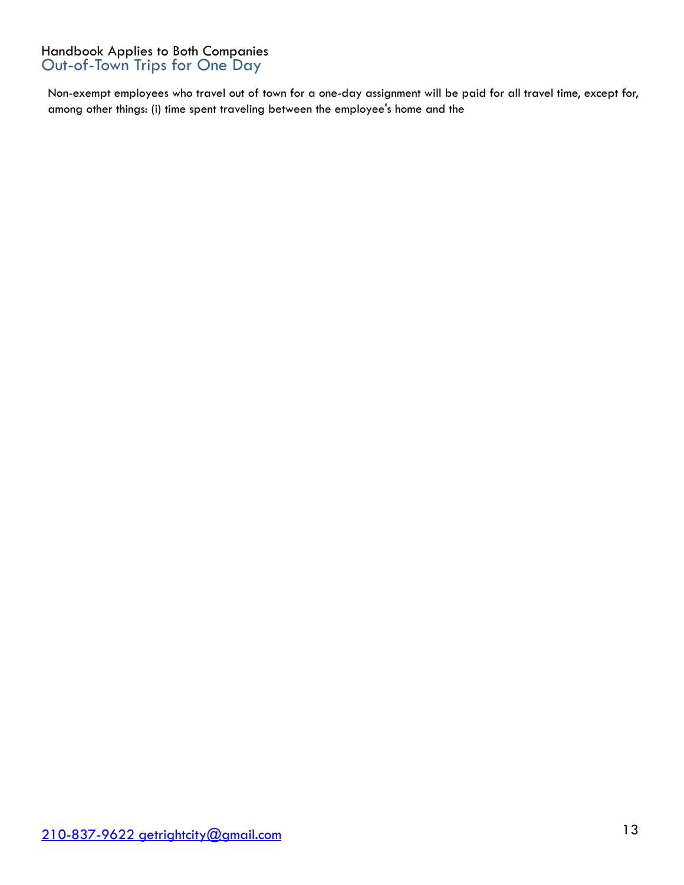Handbook Applies to Both Companies

## Out-of-Town Trips for One Day

Non-exempt employees who travel out of town for a one-day assignment will be paid for all travel time, except for, among other things: (i) time spent traveling between the employee's home and the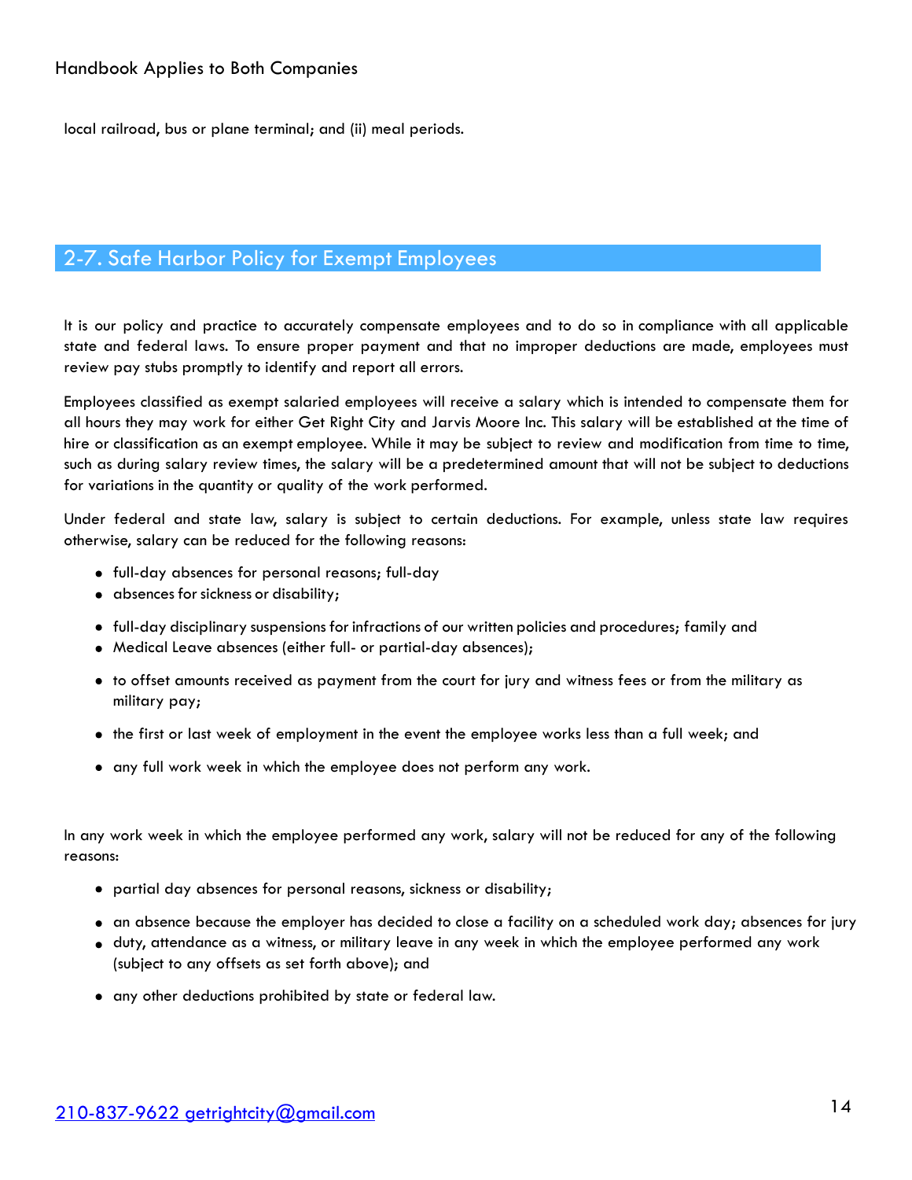local railroad, bus or plane terminal; and (ii) meal periods.

## 2-7. Safe Harbor Policy for Exempt Employees

It is our policy and practice to accurately compensate employees and to do so in compliance with all applicable state and federal laws. To ensure proper payment and that no improper deductions are made, employees must review pay stubs promptly to identify and report all errors.

Employees classified as exempt salaried employees will receive a salary which is intended to compensate them for all hours they may work for either Get Right City and Jarvis Moore Inc. This salary will be established at the time of hire or classification as an exempt employee. While it may be subject to review and modification from time to time, such as during salary review times, the salary will be a predetermined amount that will not be subject to deductions for variations in the quantity or quality of the work performed.

Under federal and state law, salary is subject to certain deductions. For example, unless state law requires otherwise, salary can be reduced for the following reasons:

- full-day absences for personal reasons; full-day
- absences for sickness or disability;
- full-day disciplinary suspensions for infractions of our written policies and procedures; family and
- Medical Leave absences (either full- or partial-day absences);
- to offset amounts received as payment from the court for jury and witness fees or from the military as military pay;
- the first or last week of employment in the event the employee works less than a full week; and
- any full work week in which the employee does not perform any work.

In any work week in which the employee performed any work, salary will not be reduced for any of the following reasons:

- partial day absences for personal reasons, sickness or disability;
- an absence because the employer has decided to close a facility on a scheduled work day; absences for jury
- duty, attendance as a witness, or military leave in any week in which the employee performed any work (subject to any offsets as set forth above); and
- any other deductions prohibited by state or federal law.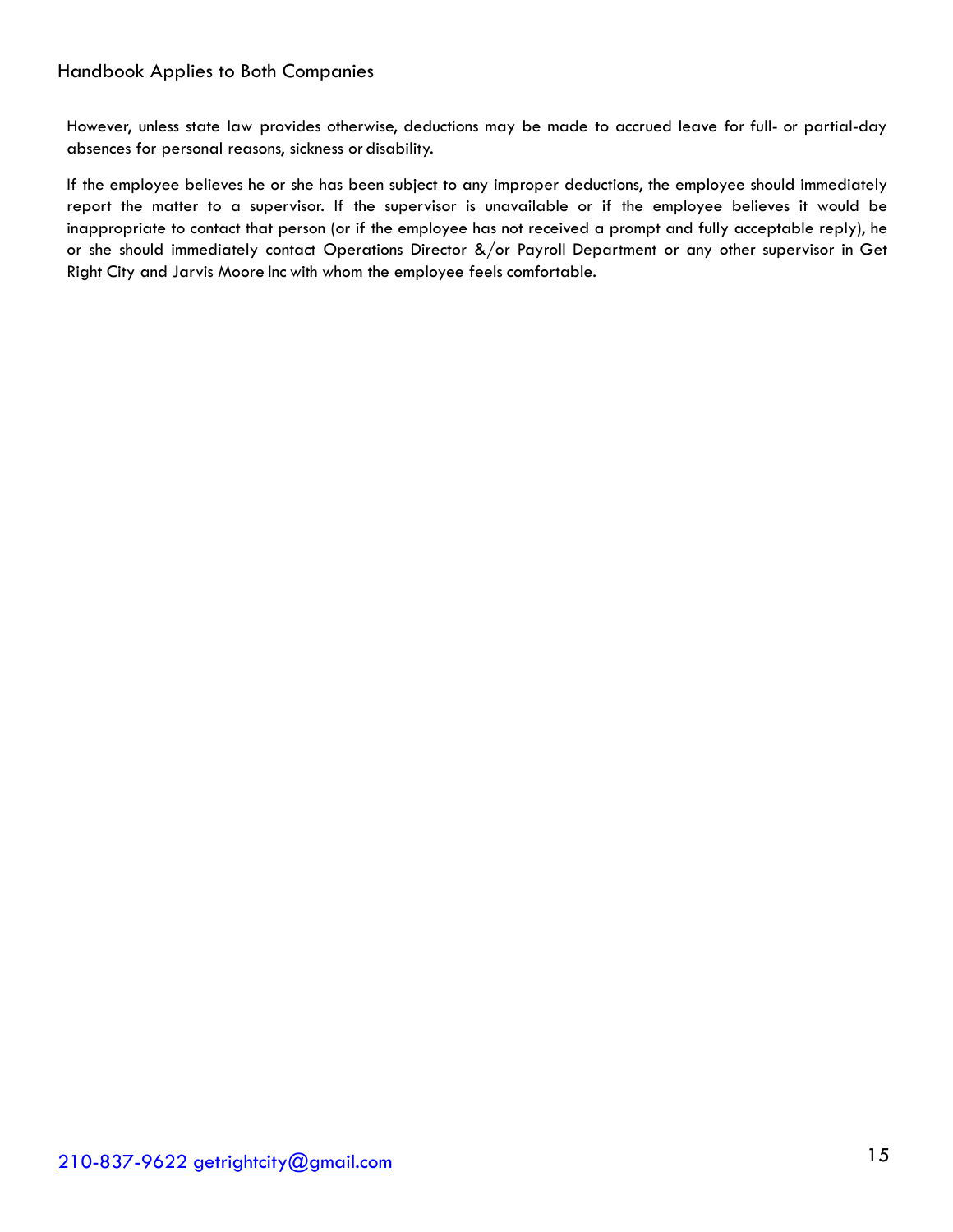However, unless state law provides otherwise, deductions may be made to accrued leave for full- or partial-day absences for personal reasons, sickness or disability.

If the employee believes he or she has been subject to any improper deductions, the employee should immediately report the matter to a supervisor. If the supervisor is unavailable or if the employee believes it would be inappropriate to contact that person (or if the employee has not received a prompt and fully acceptable reply), he or she should immediately contact Operations Director &/or Payroll Department or any other supervisor in Get Right City and Jarvis Moore Inc with whom the employee feels comfortable.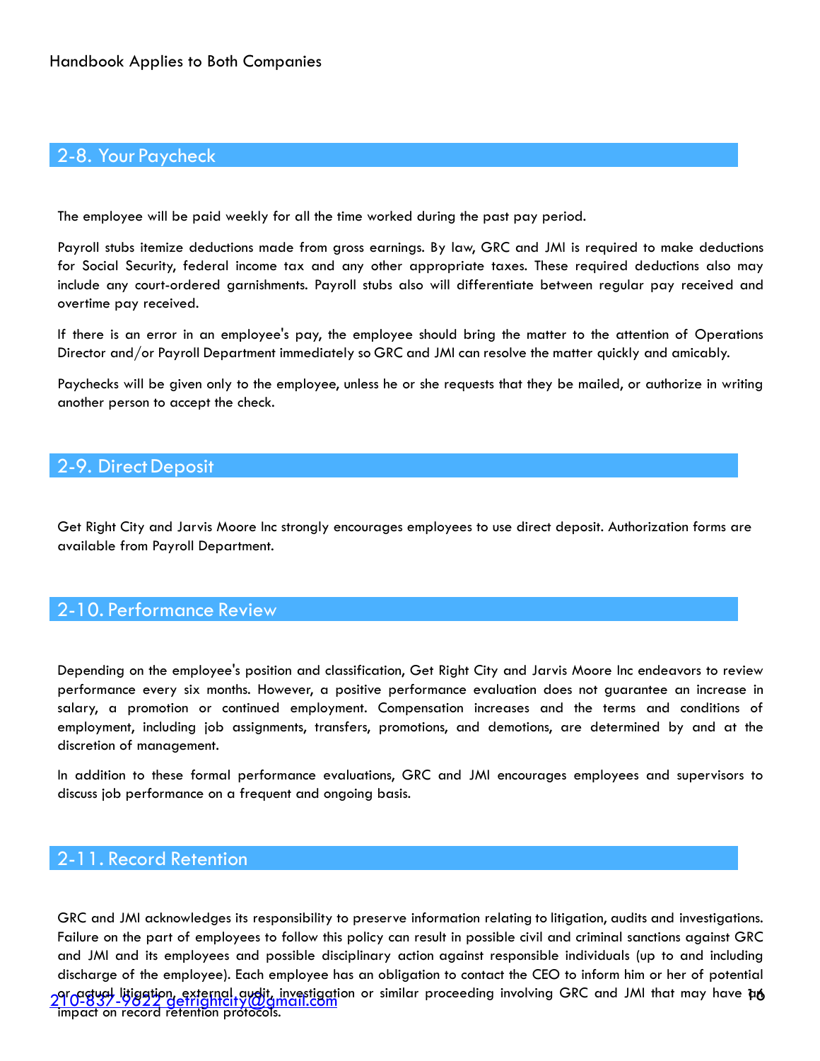## 2-8. Your Paycheck

The employee will be paid weekly for all the time worked during the past pay period.

Payroll stubs itemize deductions made from gross earnings. By law, GRC and JMI is required to make deductions for Social Security, federal income tax and any other appropriate taxes. These required deductions also may include any court-ordered garnishments. Payroll stubs also will differentiate between regular pay received and overtime pay received.

If there is an error in an employee's pay, the employee should bring the matter to the attention of Operations Director and/or Payroll Department immediately so GRC and JMI can resolve the matter quickly and amicably.

Paychecks will be given only to the employee, unless he or she requests that they be mailed, or authorize in writing another person to accept the check.

## 2-9. Direct Deposit

Get Right City and Jarvis Moore Inc strongly encourages employees to use direct deposit. Authorization forms are available from Payroll Department.

## 2-10. Performance Review

Depending on the employee's position and classification, Get Right City and Jarvis Moore Inc endeavors to review performance every six months. However, a positive performance evaluation does not guarantee an increase in salary, a promotion or continued employment. Compensation increases and the terms and conditions of employment, including job assignments, transfers, promotions, and demotions, are determined by and at the discretion of management.

In addition to these formal performance evaluations, GRC and JMI encourages employees and supervisors to discuss job performance on a frequent and ongoing basis.

## 2-11. Record Retention

GRC and JMI acknowledges its responsibility to preserve information relating to litigation, audits and investigations. Failure on the part of employees to follow this policy can result in possible civil and criminal sanctions against GRC and JMI and its employees and possible disciplinary action against responsible individuals (up to and including discharge of the employee). Each employee has an obligation to contact the CEO to inform him or her of potential or actual litigation, external audit, investigation or similar proceeding involving GRC and JMI that may have an impact on record retention protocols.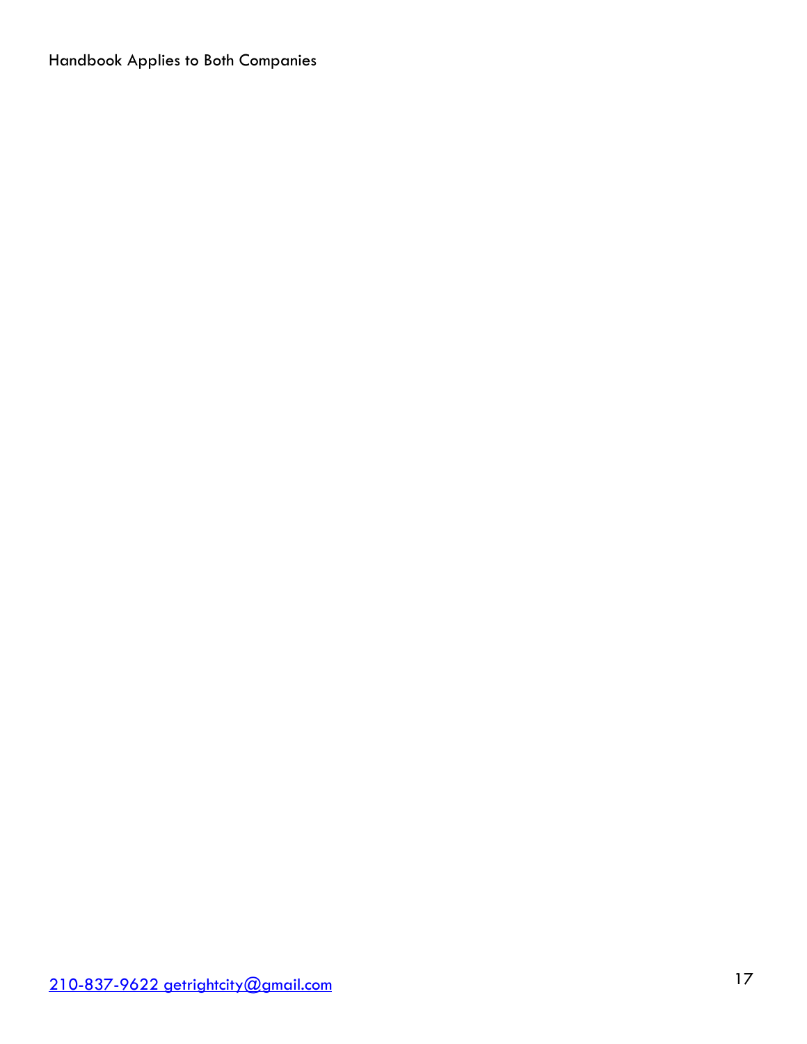Handbook Applies to Both Companies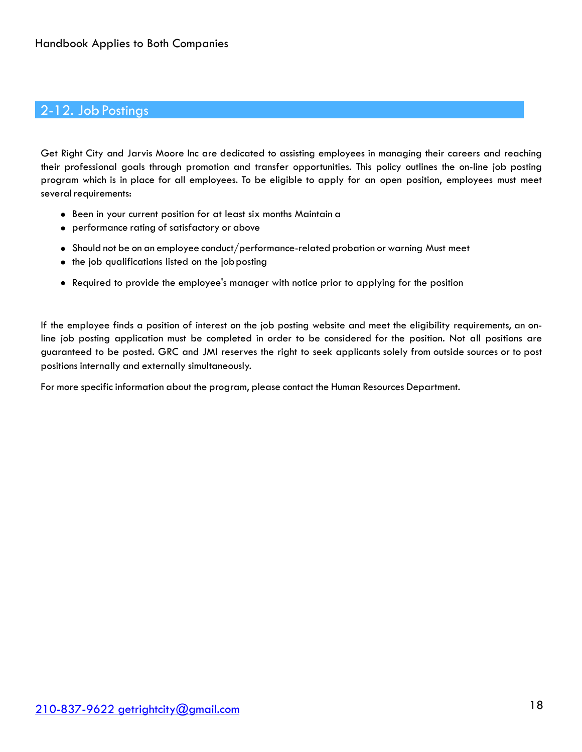## 2-12. Job Postings

Get Right City and Jarvis Moore Inc are dedicated to assisting employees in managing their careers and reaching their professional goals through promotion and transfer opportunities. This policy outlines the on-line job posting program which is in place for all employees. To be eligible to apply for an open position, employees must meet several requirements:

- Been in your current position for at least six months Maintain a
- performance rating of satisfactory or above
- Should not be on an employee conduct/performance-related probation or warning Must meet
- the job qualifications listed on the job posting
- Required to provide the employee's manager with notice prior to applying for the position

If the employee finds a position of interest on the job posting website and meet the eligibility requirements, an on-line job posting application must be completed in order to be considered for the position. Not all positions are guaranteed to be posted. GRC and JMI reserves the right to seek applicants solely from outside sources or to post positions internally and externally simultaneously.

For more specific information about the program, please contact the Human Resources Department.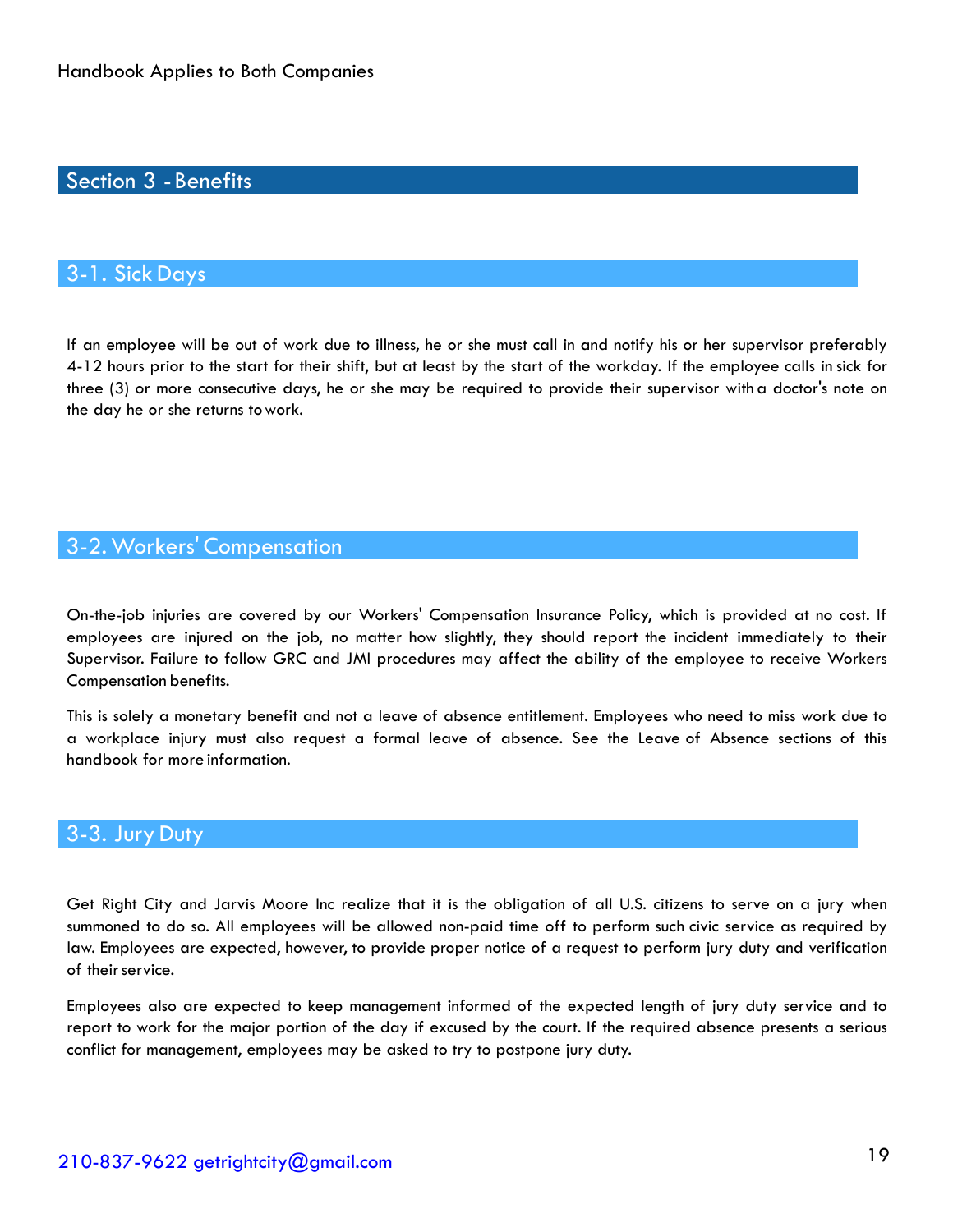## Section 3 - Benefits

### 3-1. Sick Days

If an employee will be out of work due to illness, he or she must call in and notify his or her supervisor preferably 4-12 hours prior to the start for their shift, but at least by the start of the workday. If the employee calls in sick for three (3) or more consecutive days, he or she may be required to provide their supervisor with a doctor's note on the day he or she returns to work.

### 3-2. Workers' Compensation

On-the-job injuries are covered by our Workers' Compensation Insurance Policy, which is provided at no cost. If employees are injured on the job, no matter how slightly, they should report the incident immediately to their Supervisor. Failure to follow GRC and JMI procedures may affect the ability of the employee to receive Workers Compensation benefits.

This is solely a monetary benefit and not a leave of absence entitlement. Employees who need to miss work due to a workplace injury must also request a formal leave of absence. See the Leave of Absence sections of this handbook for more information.

### 3-3. Jury Duty

Get Right City and Jarvis Moore Inc realize that it is the obligation of all U.S. citizens to serve on a jury when summoned to do so. All employees will be allowed non-paid time off to perform such civic service as required by law. Employees are expected, however, to provide proper notice of a request to perform jury duty and verification of their service.

Employees also are expected to keep management informed of the expected length of jury duty service and to report to work for the major portion of the day if excused by the court. If the required absence presents a serious conflict for management, employees may be asked to try to postpone jury duty.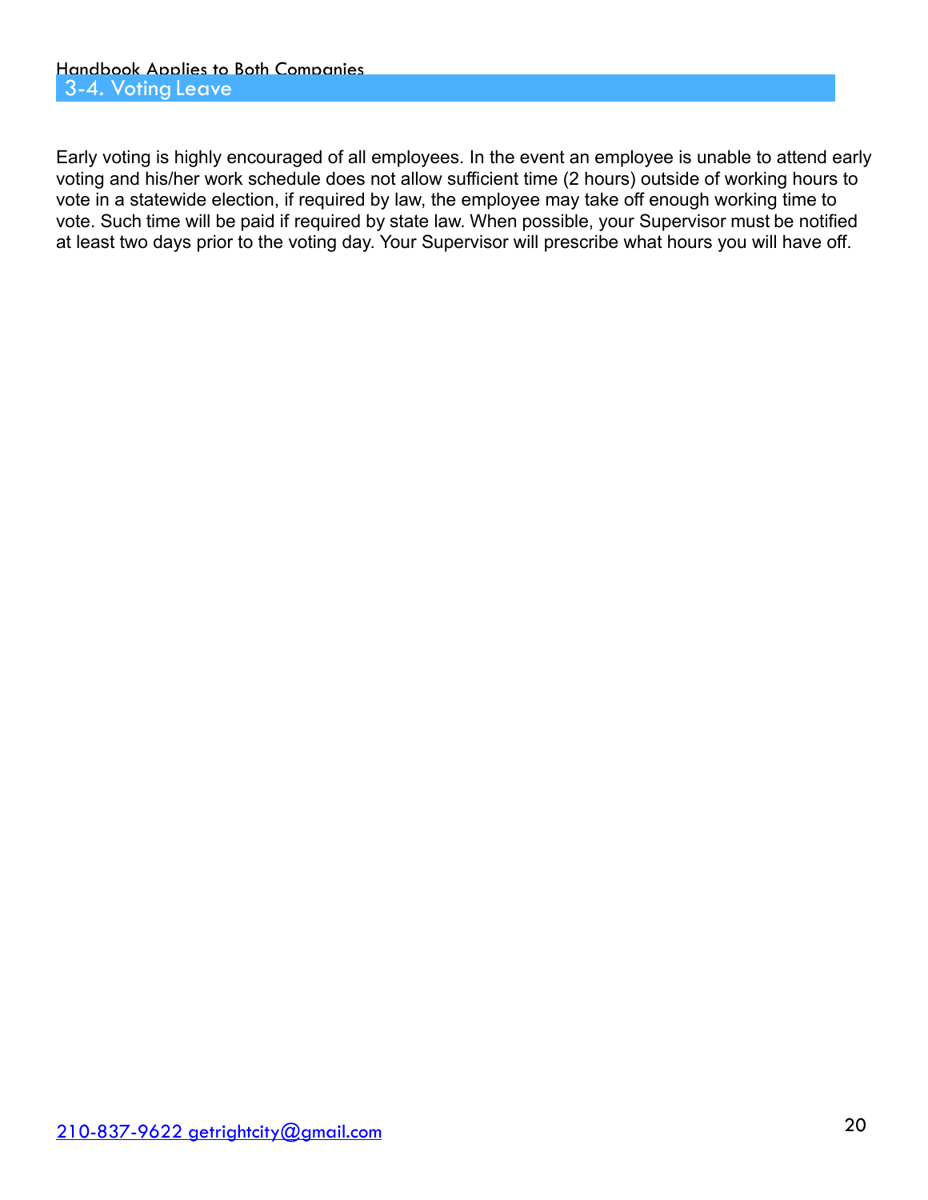## 3-4. Voting Leave

Early voting is highly encouraged of all employees. In the event an employee is unable to attend early voting and his/her work schedule does not allow sufficient time (2 hours) outside of working hours to vote in a statewide election, if required by law, the employee may take off enough working time to vote. Such time will be paid if required by state law. When possible, your Supervisor must be notified at least two days prior to the voting day. Your Supervisor will prescribe what hours you will have off.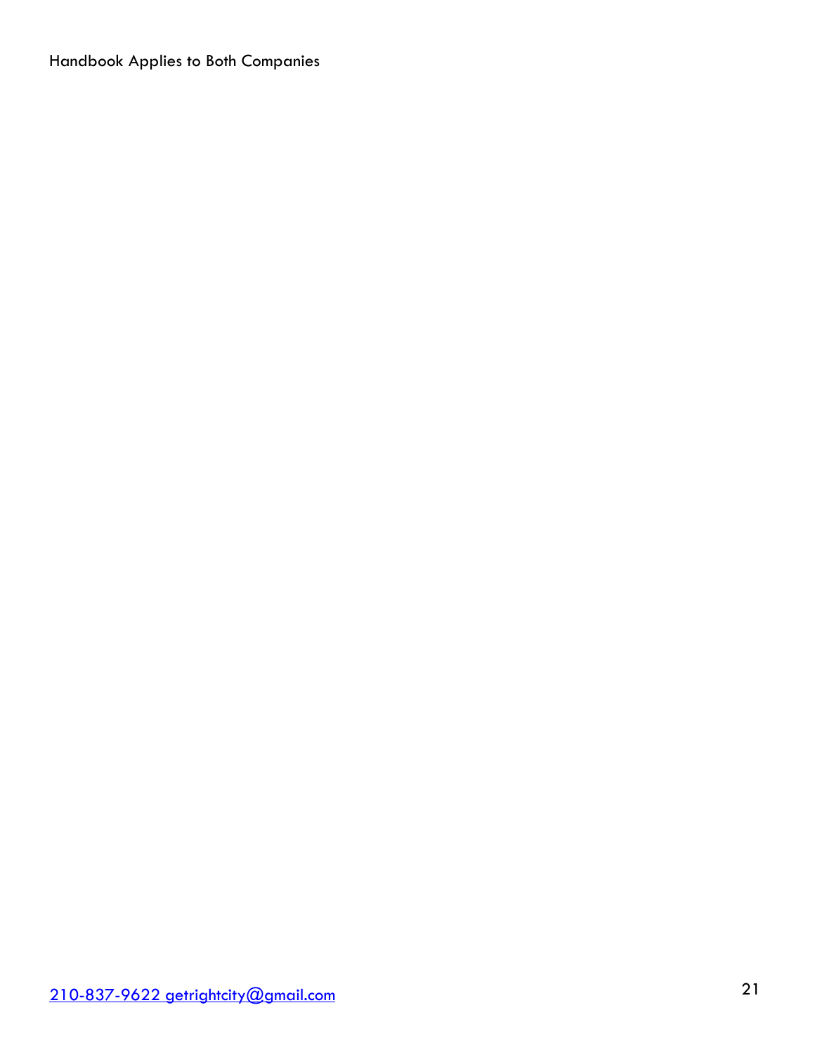Handbook Applies to Both Companies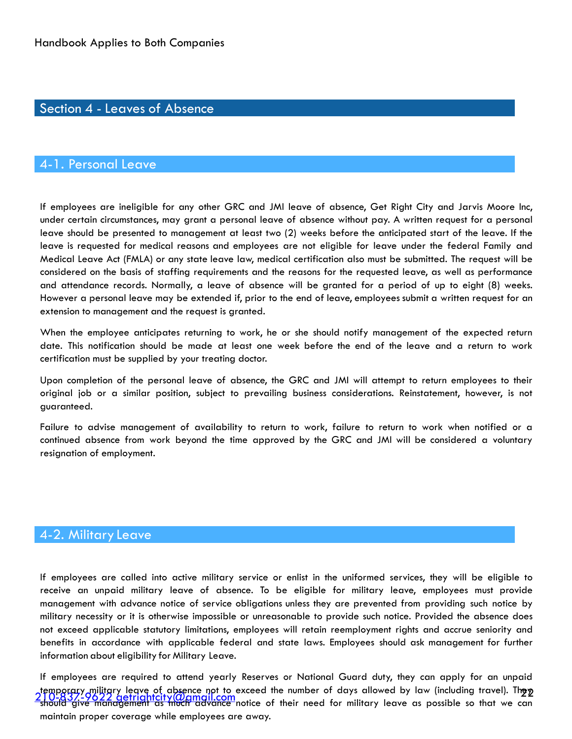# Section 4 - Leaves of Absence

## 4-1. Personal Leave

If employees are ineligible for any other GRC and JMI leave of absence, Get Right City and Jarvis Moore Inc, under certain circumstances, may grant a personal leave of absence without pay. A written request for a personal leave should be presented to management at least two (2) weeks before the anticipated start of the leave. If the leave is requested for medical reasons and employees are not eligible for leave under the federal Family and Medical Leave Act (FMLA) or any state leave law, medical certification also must be submitted. The request will be considered on the basis of staffing requirements and the reasons for the requested leave, as well as performance and attendance records. Normally, a leave of absence will be granted for a period of up to eight (8) weeks. However a personal leave may be extended if, prior to the end of leave, employees submit a written request for an extension to management and the request is granted.

When the employee anticipates returning to work, he or she should notify management of the expected return date. This notification should be made at least one week before the end of the leave and a return to work certification must be supplied by your treating doctor.

Upon completion of the personal leave of absence, the GRC and JMI will attempt to return employees to their original job or a similar position, subject to prevailing business considerations. Reinstatement, however, is not guaranteed.

Failure to advise management of availability to return to work, failure to return to work when notified or a continued absence from work beyond the time approved by the GRC and JMI will be considered a voluntary resignation of employment.

## 4-2. Military Leave

If employees are called into active military service or enlist in the uniformed services, they will be eligible to receive an unpaid military leave of absence. To be eligible for military leave, employees must provide management with advance notice of service obligations unless they are prevented from providing such notice by military necessity or it is otherwise impossible or unreasonable to provide such notice. Provided the absence does not exceed applicable statutory limitations, employees will retain reemployment rights and accrue seniority and benefits in accordance with applicable federal and state laws. Employees should ask management for further information about eligibility for Military Leave.

If employees are required to attend yearly Reserves or National Guard duty, they can apply for an unpaid temporary military leave of absence not to exceed the number of days allowed by law (including travel). They should give management as much advance notice of their need for military leave as possible so that we can maintain proper coverage while employees are away.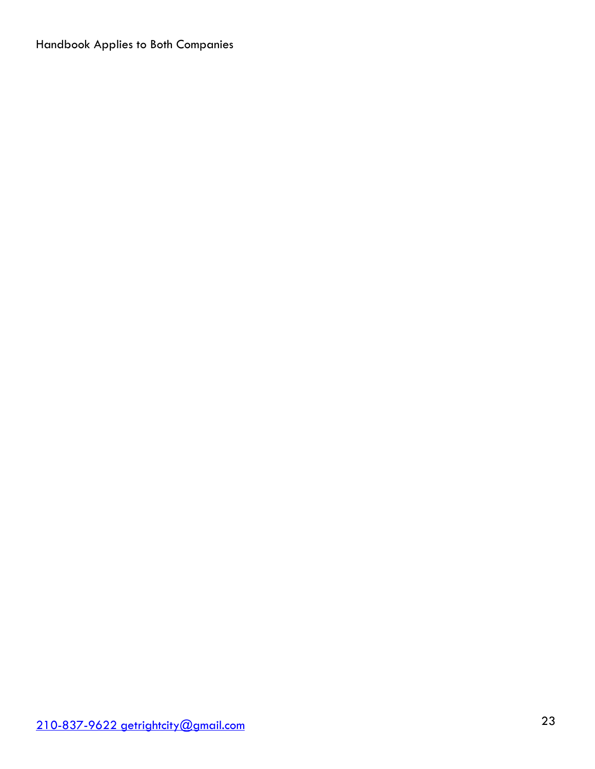Handbook Applies to Both Companies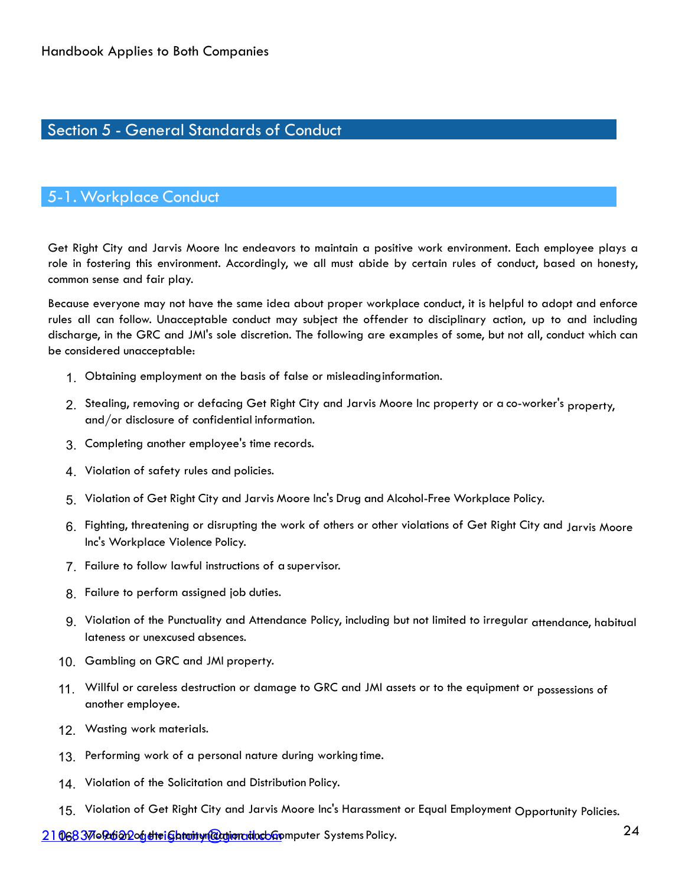Handbook Applies to Both Companies

# Section 5 - General Standards of Conduct

## 5-1. Workplace Conduct

Get Right City and Jarvis Moore Inc endeavors to maintain a positive work environment. Each employee plays a role in fostering this environment. Accordingly, we all must abide by certain rules of conduct, based on honesty, common sense and fair play.

Because everyone may not have the same idea about proper workplace conduct, it is helpful to adopt and enforce rules all can follow. Unacceptable conduct may subject the offender to disciplinary action, up to and including discharge, in the GRC and JMI's sole discretion. The following are examples of some, but not all, conduct which can be considered unacceptable:

1. Obtaining employment on the basis of false or misleading information.
2. Stealing, removing or defacing Get Right City and Jarvis Moore Inc property or a co-worker's property, and/or disclosure of confidential information.
3. Completing another employee's time records.
4. Violation of safety rules and policies.
5. Violation of Get Right City and Jarvis Moore Inc's Drug and Alcohol-Free Workplace Policy.
6. Fighting, threatening or disrupting the work of others or other violations of Get Right City and Jarvis Moore Inc's Workplace Violence Policy.
7. Failure to follow lawful instructions of a supervisor.
8. Failure to perform assigned job duties.
9. Violation of the Punctuality and Attendance Policy, including but not limited to irregular attendance, habitual lateness or unexcused absences.
10. Gambling on GRC and JMI property.
11. Willful or careless destruction or damage to GRC and JMI assets or to the equipment or possessions of another employee.
12. Wasting work materials.
13. Performing work of a personal nature during working time.
14. Violation of the Solicitation and Distribution Policy.
15. Violation of Get Right City and Jarvis Moore Inc's Harassment or Equal Employment Opportunity Policies.
16. Violation of the Communication and Computer Systems Policy.

2106837-9622 getrightcity@gmail.com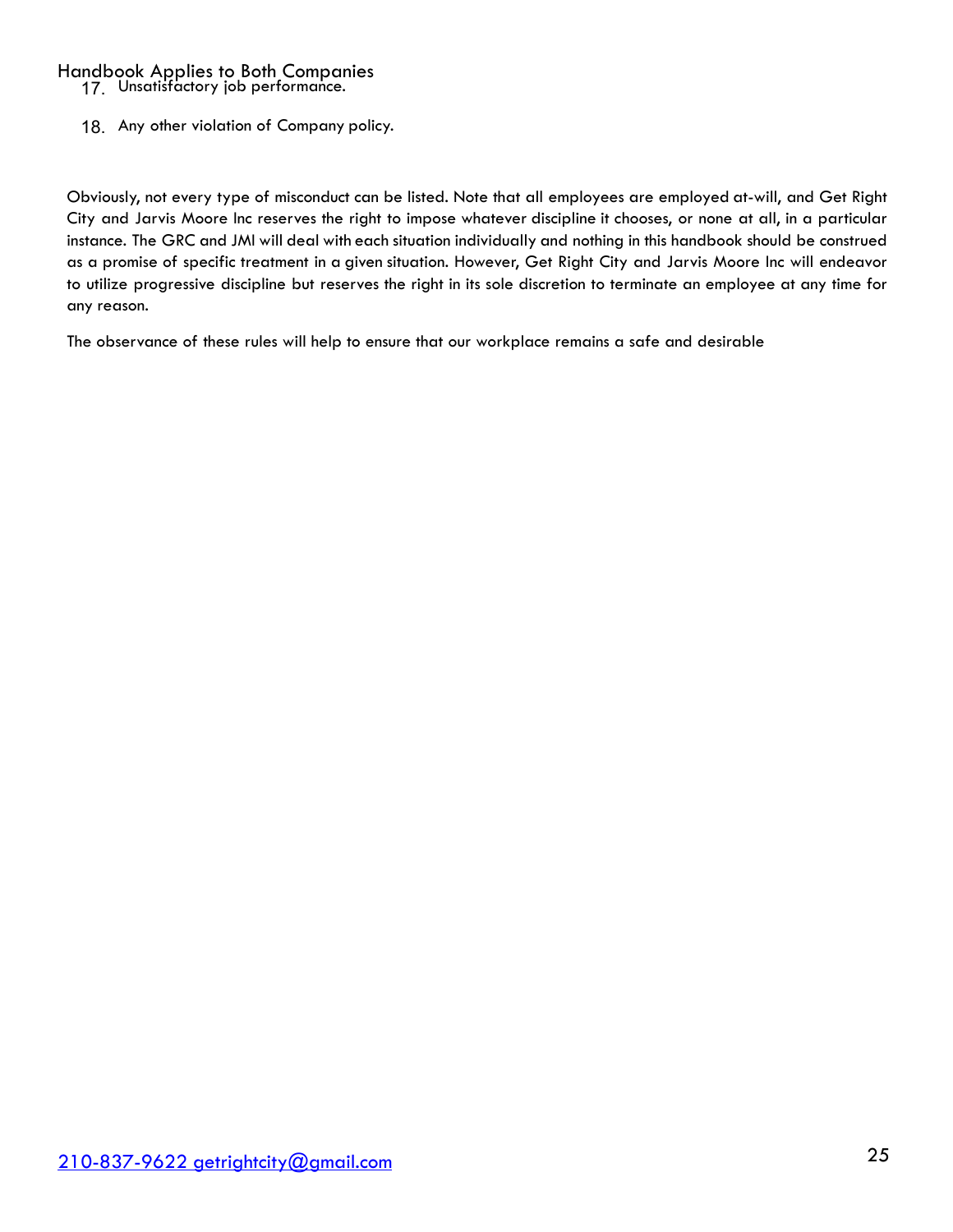17. Unsatisfactory job performance.
18. Any other violation of Company policy.

Obviously, not every type of misconduct can be listed. Note that all employees are employed at-will, and Get Right City and Jarvis Moore Inc reserves the right to impose whatever discipline it chooses, or none at all, in a particular instance. The GRC and JMI will deal with each situation individually and nothing in this handbook should be construed as a promise of specific treatment in a given situation. However, Get Right City and Jarvis Moore Inc will endeavor to utilize progressive discipline but reserves the right in its sole discretion to terminate an employee at any time for any reason.

The observance of these rules will help to ensure that our workplace remains a safe and desirable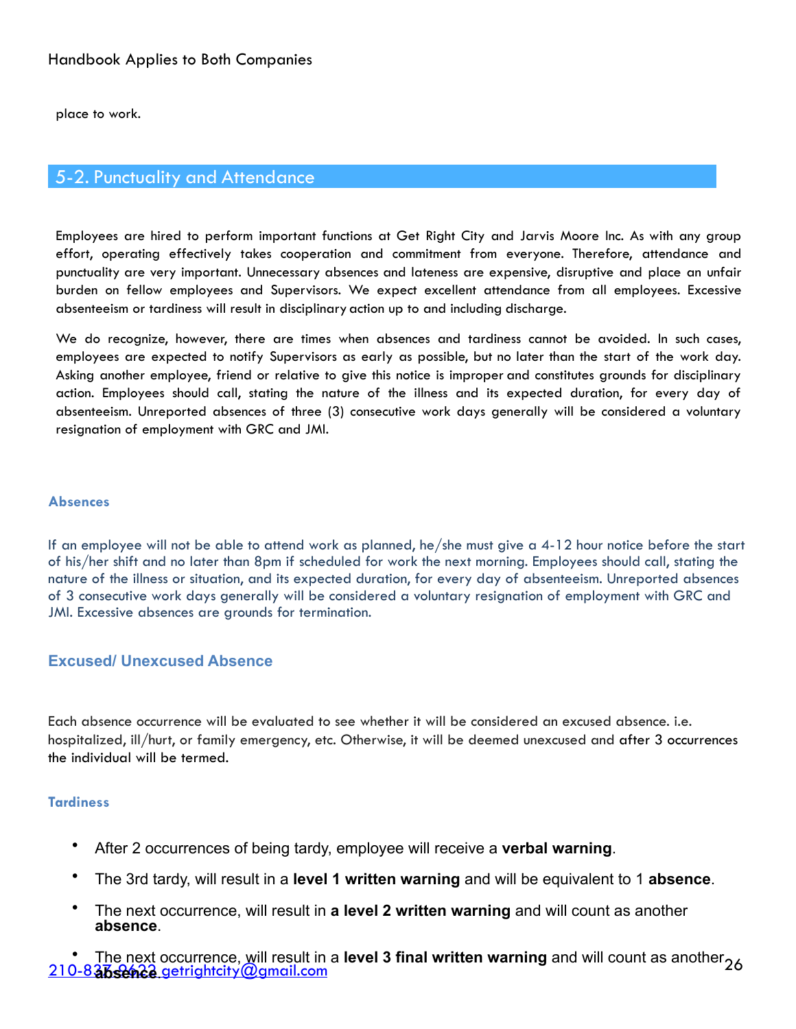place to work.

## 5-2. Punctuality and Attendance

Employees are hired to perform important functions at Get Right City and Jarvis Moore Inc. As with any group effort, operating effectively takes cooperation and commitment from everyone. Therefore, attendance and punctuality are very important. Unnecessary absences and lateness are expensive, disruptive and place an unfair burden on fellow employees and Supervisors. We expect excellent attendance from all employees. Excessive absenteeism or tardiness will result in disciplinary action up to and including discharge.

We do recognize, however, there are times when absences and tardiness cannot be avoided. In such cases, employees are expected to notify Supervisors as early as possible, but no later than the start of the work day. Asking another employee, friend or relative to give this notice is improper and constitutes grounds for disciplinary action. Employees should call, stating the nature of the illness and its expected duration, for every day of absenteeism. Unreported absences of three (3) consecutive work days generally will be considered a voluntary resignation of employment with GRC and JMI.

#### Absences

If an employee will not be able to attend work as planned, he/she must give a 4-12 hour notice before the start of his/her shift and no later than 8pm if scheduled for work the next morning. Employees should call, stating the nature of the illness or situation, and its expected duration, for every day of absenteeism. Unreported absences of 3 consecutive work days generally will be considered a voluntary resignation of employment with GRC and JMI. Excessive absences are grounds for termination.

### Excused/ Unexcused Absence

Each absence occurrence will be evaluated to see whether it will be considered an excused absence. i.e. hospitalized, ill/hurt, or family emergency, etc. Otherwise, it will be deemed unexcused and after 3 occurrences the individual will be termed.

#### Tardiness

- After 2 occurrences of being tardy, employee will receive a **verbal warning**.
- The 3rd tardy, will result in a **level 1 written warning** and will be equivalent to 1 **absence**.
- The next occurrence, will result in **a level 2 written warning** and will count as another **absence**.
- The next occurrence, will result in a **level 3 final written warning** and will count as another **absence**.

210-837-9622 getrightcity@gmail.com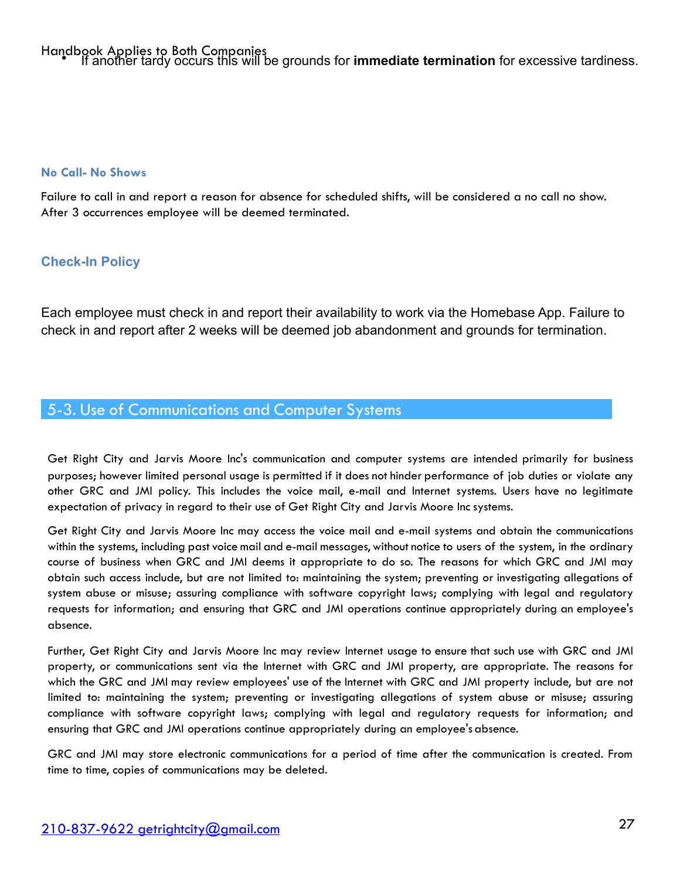- If another tardy occurs this will be grounds for **immediate termination** for excessive tardiness.

### No Call- No Shows

Failure to call in and report a reason for absence for scheduled shifts, will be considered a no call no show. After 3 occurrences employee will be deemed terminated.

### Check-In Policy

Each employee must check in and report their availability to work via the Homebase App. Failure to check in and report after 2 weeks will be deemed job abandonment and grounds for termination.

## 5-3. Use of Communications and Computer Systems

Get Right City and Jarvis Moore Inc's communication and computer systems are intended primarily for business purposes; however limited personal usage is permitted if it does not hinder performance of job duties or violate any other GRC and JMI policy. This includes the voice mail, e-mail and Internet systems. Users have no legitimate expectation of privacy in regard to their use of Get Right City and Jarvis Moore Inc systems.

Get Right City and Jarvis Moore Inc may access the voice mail and e-mail systems and obtain the communications within the systems, including past voice mail and e-mail messages, without notice to users of the system, in the ordinary course of business when GRC and JMI deems it appropriate to do so. The reasons for which GRC and JMI may obtain such access include, but are not limited to: maintaining the system; preventing or investigating allegations of system abuse or misuse; assuring compliance with software copyright laws; complying with legal and regulatory requests for information; and ensuring that GRC and JMI operations continue appropriately during an employee's absence.

Further, Get Right City and Jarvis Moore Inc may review Internet usage to ensure that such use with GRC and JMI property, or communications sent via the Internet with GRC and JMI property, are appropriate. The reasons for which the GRC and JMI may review employees' use of the Internet with GRC and JMI property include, but are not limited to: maintaining the system; preventing or investigating allegations of system abuse or misuse; assuring compliance with software copyright laws; complying with legal and regulatory requests for information; and ensuring that GRC and JMI operations continue appropriately during an employee's absence.

GRC and JMI may store electronic communications for a period of time after the communication is created. From time to time, copies of communications may be deleted.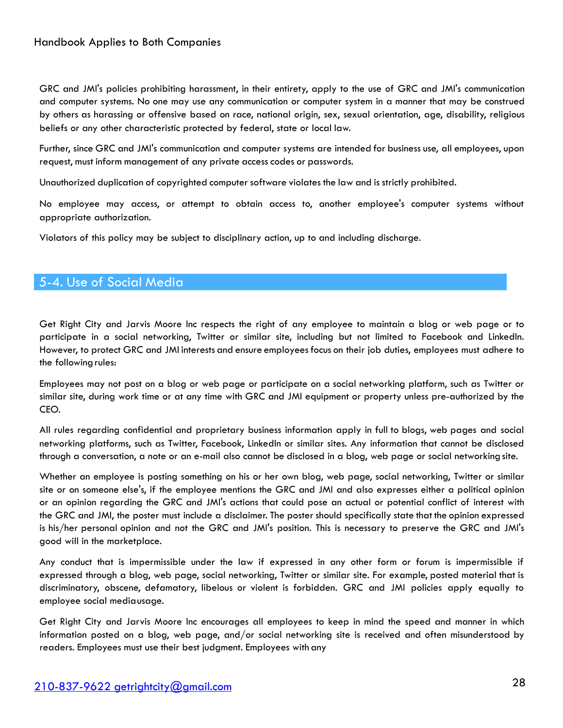GRC and JMI's policies prohibiting harassment, in their entirety, apply to the use of GRC and JMI's communication and computer systems. No one may use any communication or computer system in a manner that may be construed by others as harassing or offensive based on race, national origin, sex, sexual orientation, age, disability, religious beliefs or any other characteristic protected by federal, state or local law.

Further, since GRC and JMI's communication and computer systems are intended for business use, all employees, upon request, must inform management of any private access codes or passwords.

Unauthorized duplication of copyrighted computer software violates the law and is strictly prohibited.

No employee may access, or attempt to obtain access to, another employee's computer systems without appropriate authorization.

Violators of this policy may be subject to disciplinary action, up to and including discharge.

## 5-4. Use of Social Media

Get Right City and Jarvis Moore Inc respects the right of any employee to maintain a blog or web page or to participate in a social networking, Twitter or similar site, including but not limited to Facebook and LinkedIn. However, to protect GRC and JMI interests and ensure employees focus on their job duties, employees must adhere to the following rules:

Employees may not post on a blog or web page or participate on a social networking platform, such as Twitter or similar site, during work time or at any time with GRC and JMI equipment or property unless pre-authorized by the CEO.

All rules regarding confidential and proprietary business information apply in full to blogs, web pages and social networking platforms, such as Twitter, Facebook, LinkedIn or similar sites. Any information that cannot be disclosed through a conversation, a note or an e-mail also cannot be disclosed in a blog, web page or social networking site.

Whether an employee is posting something on his or her own blog, web page, social networking, Twitter or similar site or on someone else's, if the employee mentions the GRC and JMI and also expresses either a political opinion or an opinion regarding the GRC and JMI's actions that could pose an actual or potential conflict of interest with the GRC and JMI, the poster must include a disclaimer. The poster should specifically state that the opinion expressed is his/her personal opinion and not the GRC and JMI's position. This is necessary to preserve the GRC and JMI's good will in the marketplace.

Any conduct that is impermissible under the law if expressed in any other form or forum is impermissible if expressed through a blog, web page, social networking, Twitter or similar site. For example, posted material that is discriminatory, obscene, defamatory, libelous or violent is forbidden. GRC and JMI policies apply equally to employee social media usage.

Get Right City and Jarvis Moore Inc encourages all employees to keep in mind the speed and manner in which information posted on a blog, web page, and/or social networking site is received and often misunderstood by readers. Employees must use their best judgment. Employees with any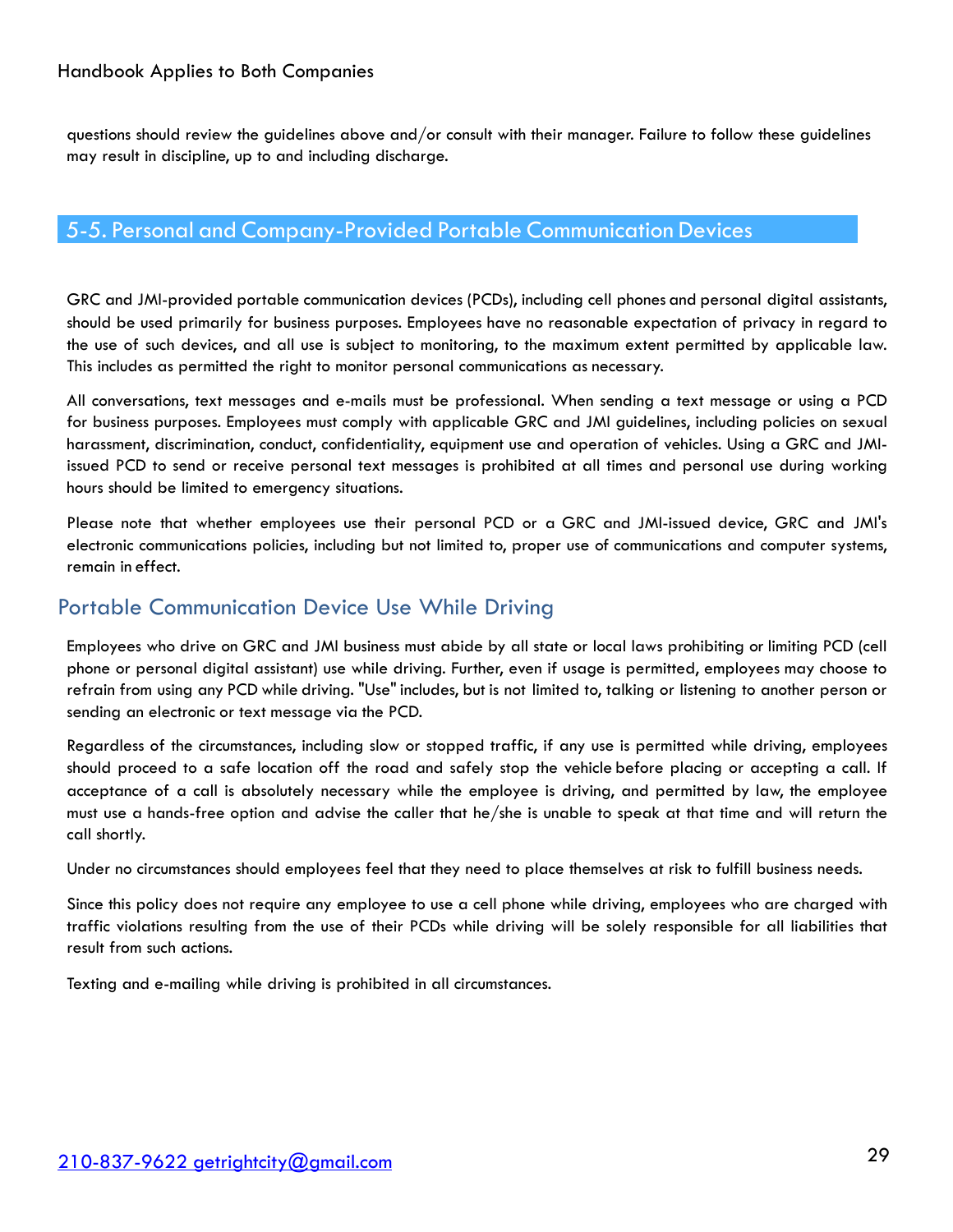questions should review the guidelines above and/or consult with their manager. Failure to follow these guidelines may result in discipline, up to and including discharge.

## 5-5. Personal and Company-Provided Portable Communication Devices

GRC and JMI-provided portable communication devices (PCDs), including cell phones and personal digital assistants, should be used primarily for business purposes. Employees have no reasonable expectation of privacy in regard to the use of such devices, and all use is subject to monitoring, to the maximum extent permitted by applicable law. This includes as permitted the right to monitor personal communications as necessary.

All conversations, text messages and e-mails must be professional. When sending a text message or using a PCD for business purposes. Employees must comply with applicable GRC and JMI guidelines, including policies on sexual harassment, discrimination, conduct, confidentiality, equipment use and operation of vehicles. Using a GRC and JMI-issued PCD to send or receive personal text messages is prohibited at all times and personal use during working hours should be limited to emergency situations.

Please note that whether employees use their personal PCD or a GRC and JMI-issued device, GRC and JMI's electronic communications policies, including but not limited to, proper use of communications and computer systems, remain in effect.

### Portable Communication Device Use While Driving

Employees who drive on GRC and JMI business must abide by all state or local laws prohibiting or limiting PCD (cell phone or personal digital assistant) use while driving. Further, even if usage is permitted, employees may choose to refrain from using any PCD while driving. "Use" includes, but is not limited to, talking or listening to another person or sending an electronic or text message via the PCD.

Regardless of the circumstances, including slow or stopped traffic, if any use is permitted while driving, employees should proceed to a safe location off the road and safely stop the vehicle before placing or accepting a call. If acceptance of a call is absolutely necessary while the employee is driving, and permitted by law, the employee must use a hands-free option and advise the caller that he/she is unable to speak at that time and will return the call shortly.

Under no circumstances should employees feel that they need to place themselves at risk to fulfill business needs.

Since this policy does not require any employee to use a cell phone while driving, employees who are charged with traffic violations resulting from the use of their PCDs while driving will be solely responsible for all liabilities that result from such actions.

Texting and e-mailing while driving is prohibited in all circumstances.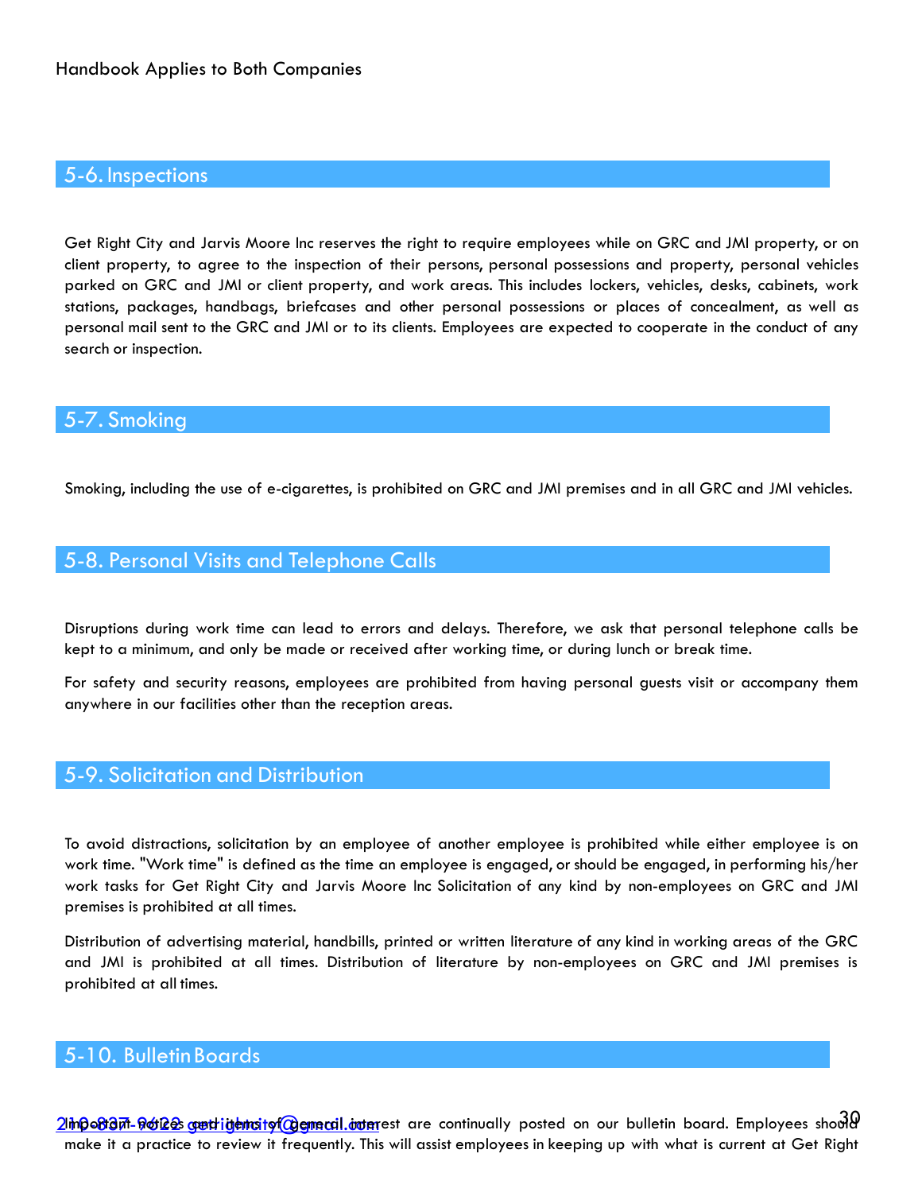## 5-6. Inspections

Get Right City and Jarvis Moore Inc reserves the right to require employees while on GRC and JMI property, or on client property, to agree to the inspection of their persons, personal possessions and property, personal vehicles parked on GRC and JMI or client property, and work areas. This includes lockers, vehicles, desks, cabinets, work stations, packages, handbags, briefcases and other personal possessions or places of concealment, as well as personal mail sent to the GRC and JMI or to its clients. Employees are expected to cooperate in the conduct of any search or inspection.

## 5-7. Smoking

Smoking, including the use of e-cigarettes, is prohibited on GRC and JMI premises and in all GRC and JMI vehicles.

## 5-8. Personal Visits and Telephone Calls

Disruptions during work time can lead to errors and delays. Therefore, we ask that personal telephone calls be kept to a minimum, and only be made or received after working time, or during lunch or break time.

For safety and security reasons, employees are prohibited from having personal guests visit or accompany them anywhere in our facilities other than the reception areas.

## 5-9. Solicitation and Distribution

To avoid distractions, solicitation by an employee of another employee is prohibited while either employee is on work time. "Work time" is defined as the time an employee is engaged, or should be engaged, in performing his/her work tasks for Get Right City and Jarvis Moore Inc Solicitation of any kind by non-employees on GRC and JMI premises is prohibited at all times.

Distribution of advertising material, handbills, printed or written literature of any kind in working areas of the GRC and JMI is prohibited at all times. Distribution of literature by non-employees on GRC and JMI premises is prohibited at all times.

## 5-10. Bulletin Boards

Important notices and items of general interest are continually posted on our bulletin board. Employees should make it a practice to review it frequently. This will assist employees in keeping up with what is current at Get Right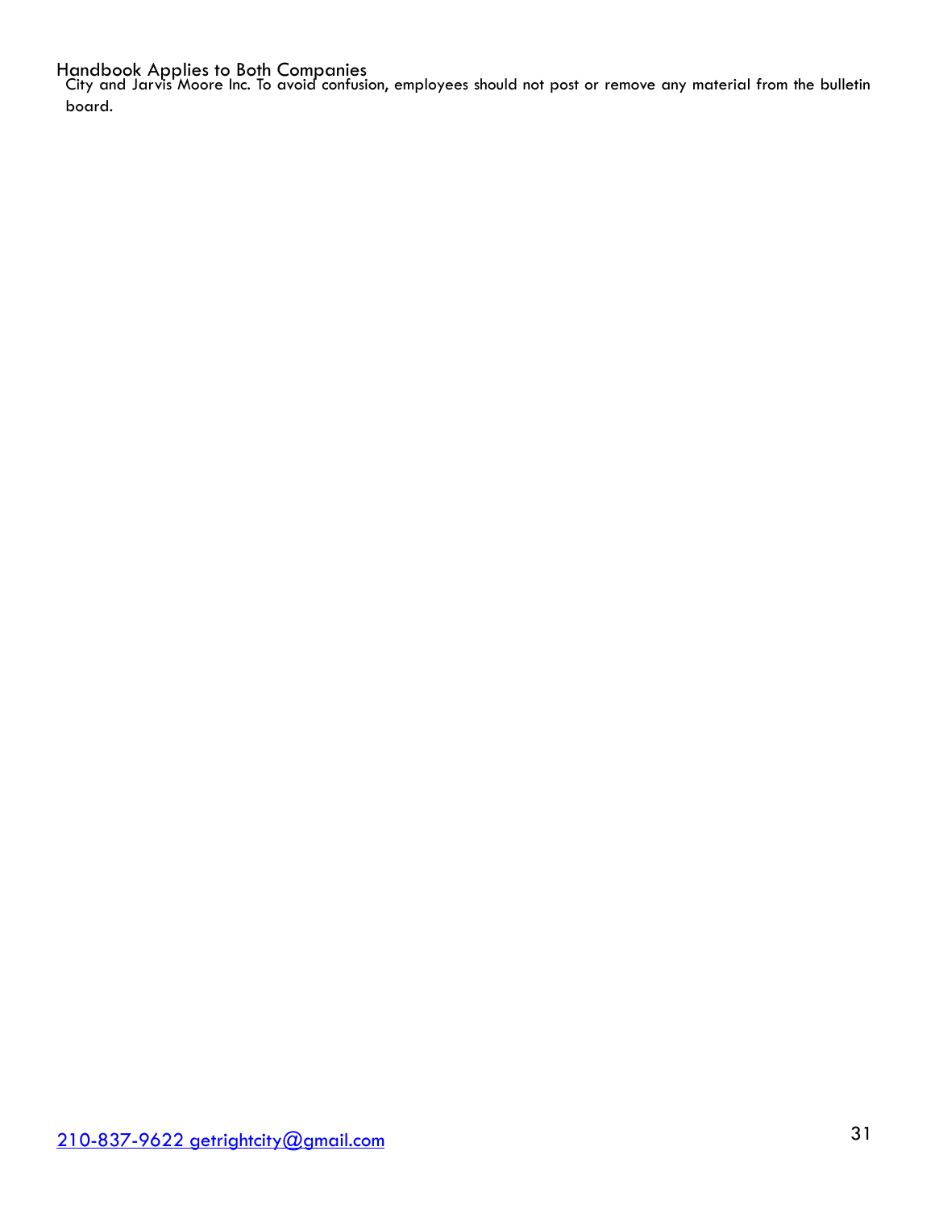Handbook Applies to Both Companies

City and Jarvis Moore Inc. To avoid confusion, employees should not post or remove any material from the bulletin board.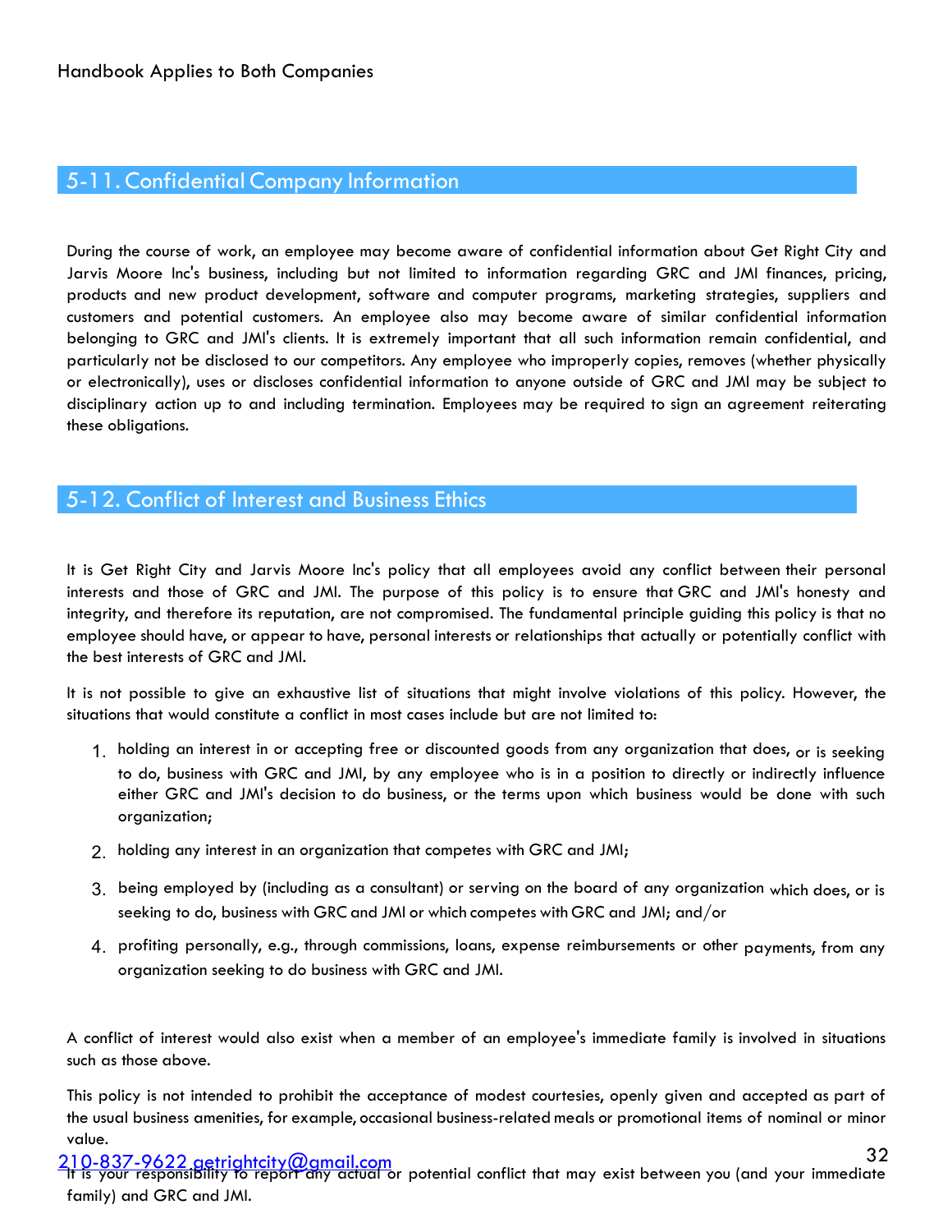## 5-11. Confidential Company Information

During the course of work, an employee may become aware of confidential information about Get Right City and Jarvis Moore Inc's business, including but not limited to information regarding GRC and JMI finances, pricing, products and new product development, software and computer programs, marketing strategies, suppliers and customers and potential customers. An employee also may become aware of similar confidential information belonging to GRC and JMI's clients. It is extremely important that all such information remain confidential, and particularly not be disclosed to our competitors. Any employee who improperly copies, removes (whether physically or electronically), uses or discloses confidential information to anyone outside of GRC and JMI may be subject to disciplinary action up to and including termination. Employees may be required to sign an agreement reiterating these obligations.

## 5-12. Conflict of Interest and Business Ethics

It is Get Right City and Jarvis Moore Inc's policy that all employees avoid any conflict between their personal interests and those of GRC and JMI. The purpose of this policy is to ensure that GRC and JMI's honesty and integrity, and therefore its reputation, are not compromised. The fundamental principle guiding this policy is that no employee should have, or appear to have, personal interests or relationships that actually or potentially conflict with the best interests of GRC and JMI.

It is not possible to give an exhaustive list of situations that might involve violations of this policy. However, the situations that would constitute a conflict in most cases include but are not limited to:

1. holding an interest in or accepting free or discounted goods from any organization that does, or is seeking to do, business with GRC and JMI, by any employee who is in a position to directly or indirectly influence either GRC and JMI's decision to do business, or the terms upon which business would be done with such organization;
2. holding any interest in an organization that competes with GRC and JMI;
3. being employed by (including as a consultant) or serving on the board of any organization which does, or is seeking to do, business with GRC and JMI or which competes with GRC and JMI; and/or
4. profiting personally, e.g., through commissions, loans, expense reimbursements or other payments, from any organization seeking to do business with GRC and JMI.

A conflict of interest would also exist when a member of an employee's immediate family is involved in situations such as those above.

This policy is not intended to prohibit the acceptance of modest courtesies, openly given and accepted as part of the usual business amenities, for example, occasional business-related meals or promotional items of nominal or minor value.

It is your responsibility to report any actual or potential conflict that may exist between you (and your immediate family) and GRC and JMI.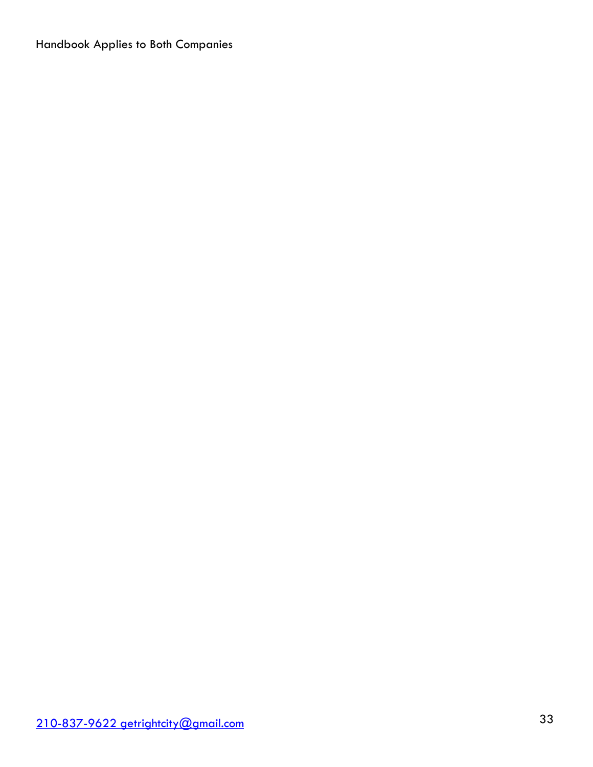Handbook Applies to Both Companies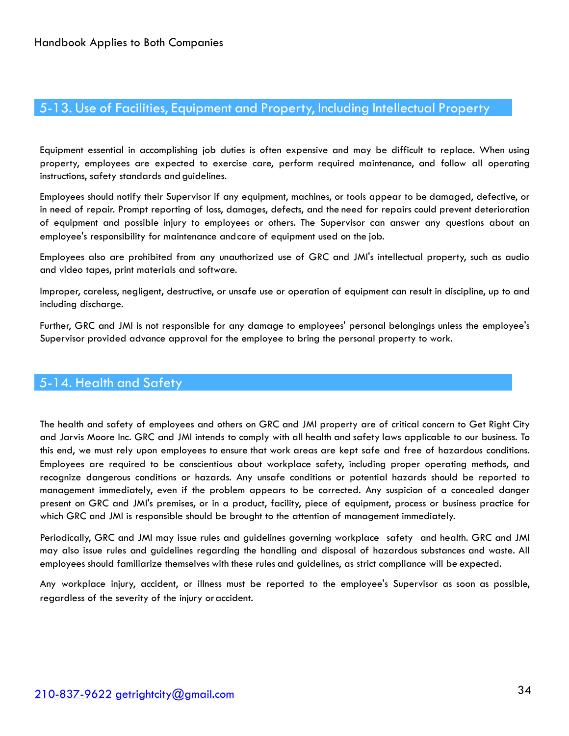## 5-13. Use of Facilities, Equipment and Property, Including Intellectual Property

Equipment essential in accomplishing job duties is often expensive and may be difficult to replace. When using property, employees are expected to exercise care, perform required maintenance, and follow all operating instructions, safety standards and guidelines.

Employees should notify their Supervisor if any equipment, machines, or tools appear to be damaged, defective, or in need of repair. Prompt reporting of loss, damages, defects, and the need for repairs could prevent deterioration of equipment and possible injury to employees or others. The Supervisor can answer any questions about an employee's responsibility for maintenance and care of equipment used on the job.

Employees also are prohibited from any unauthorized use of GRC and JMI's intellectual property, such as audio and video tapes, print materials and software.

Improper, careless, negligent, destructive, or unsafe use or operation of equipment can result in discipline, up to and including discharge.

Further, GRC and JMI is not responsible for any damage to employees' personal belongings unless the employee's Supervisor provided advance approval for the employee to bring the personal property to work.

## 5-14. Health and Safety

The health and safety of employees and others on GRC and JMI property are of critical concern to Get Right City and Jarvis Moore Inc. GRC and JMI intends to comply with all health and safety laws applicable to our business. To this end, we must rely upon employees to ensure that work areas are kept safe and free of hazardous conditions. Employees are required to be conscientious about workplace safety, including proper operating methods, and recognize dangerous conditions or hazards. Any unsafe conditions or potential hazards should be reported to management immediately, even if the problem appears to be corrected. Any suspicion of a concealed danger present on GRC and JMI's premises, or in a product, facility, piece of equipment, process or business practice for which GRC and JMI is responsible should be brought to the attention of management immediately.

Periodically, GRC and JMI may issue rules and guidelines governing workplace safety and health. GRC and JMI may also issue rules and guidelines regarding the handling and disposal of hazardous substances and waste. All employees should familiarize themselves with these rules and guidelines, as strict compliance will be expected.

Any workplace injury, accident, or illness must be reported to the employee's Supervisor as soon as possible, regardless of the severity of the injury or accident.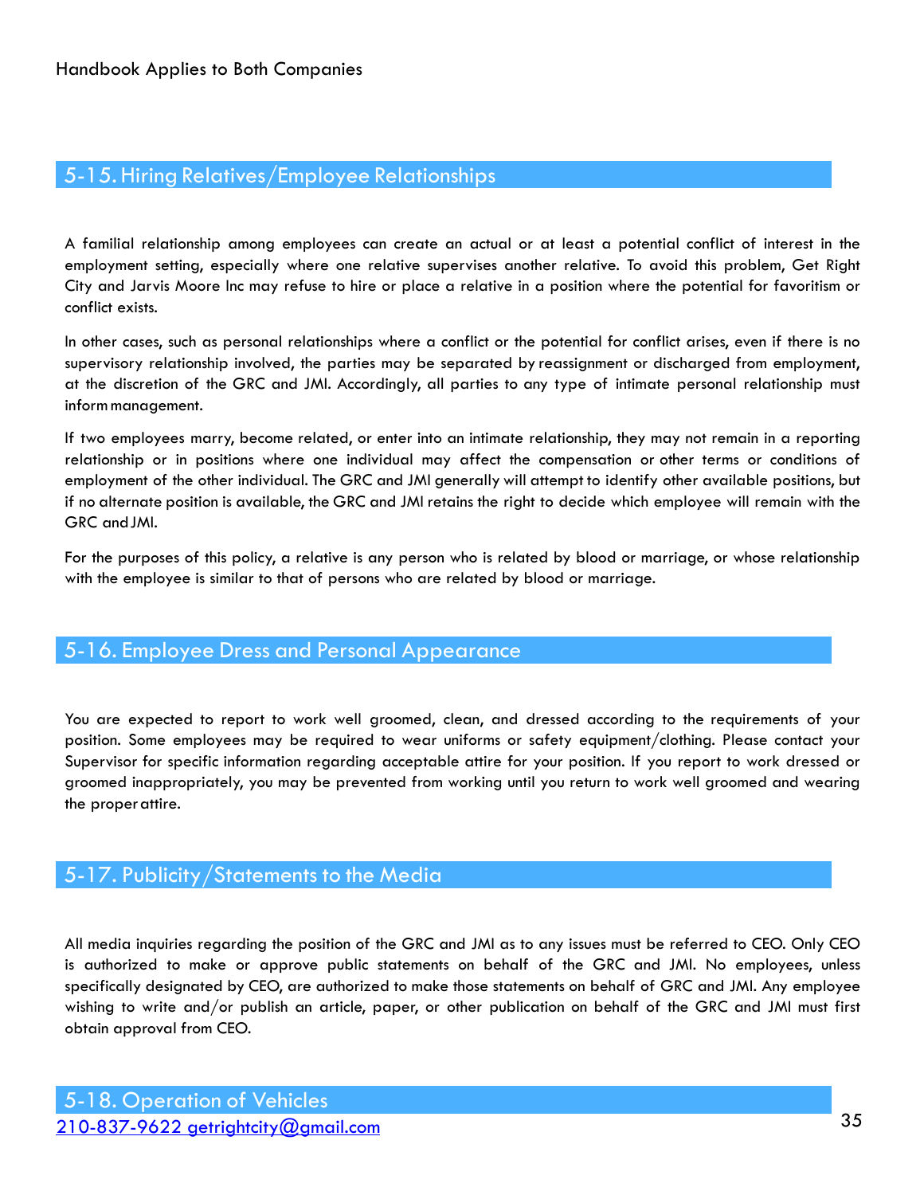## 5-15. Hiring Relatives/Employee Relationships

A familial relationship among employees can create an actual or at least a potential conflict of interest in the employment setting, especially where one relative supervises another relative. To avoid this problem, Get Right City and Jarvis Moore Inc may refuse to hire or place a relative in a position where the potential for favoritism or conflict exists.

In other cases, such as personal relationships where a conflict or the potential for conflict arises, even if there is no supervisory relationship involved, the parties may be separated by reassignment or discharged from employment, at the discretion of the GRC and JMI. Accordingly, all parties to any type of intimate personal relationship must inform management.

If two employees marry, become related, or enter into an intimate relationship, they may not remain in a reporting relationship or in positions where one individual may affect the compensation or other terms or conditions of employment of the other individual. The GRC and JMI generally will attempt to identify other available positions, but if no alternate position is available, the GRC and JMI retains the right to decide which employee will remain with the GRC and JMI.

For the purposes of this policy, a relative is any person who is related by blood or marriage, or whose relationship with the employee is similar to that of persons who are related by blood or marriage.

## 5-16. Employee Dress and Personal Appearance

You are expected to report to work well groomed, clean, and dressed according to the requirements of your position. Some employees may be required to wear uniforms or safety equipment/clothing. Please contact your Supervisor for specific information regarding acceptable attire for your position. If you report to work dressed or groomed inappropriately, you may be prevented from working until you return to work well groomed and wearing the proper attire.

## 5-17. Publicity/Statements to the Media

All media inquiries regarding the position of the GRC and JMI as to any issues must be referred to CEO. Only CEO is authorized to make or approve public statements on behalf of the GRC and JMI. No employees, unless specifically designated by CEO, are authorized to make those statements on behalf of GRC and JMI. Any employee wishing to write and/or publish an article, paper, or other publication on behalf of the GRC and JMI must first obtain approval from CEO.

## 5-18. Operation of Vehicles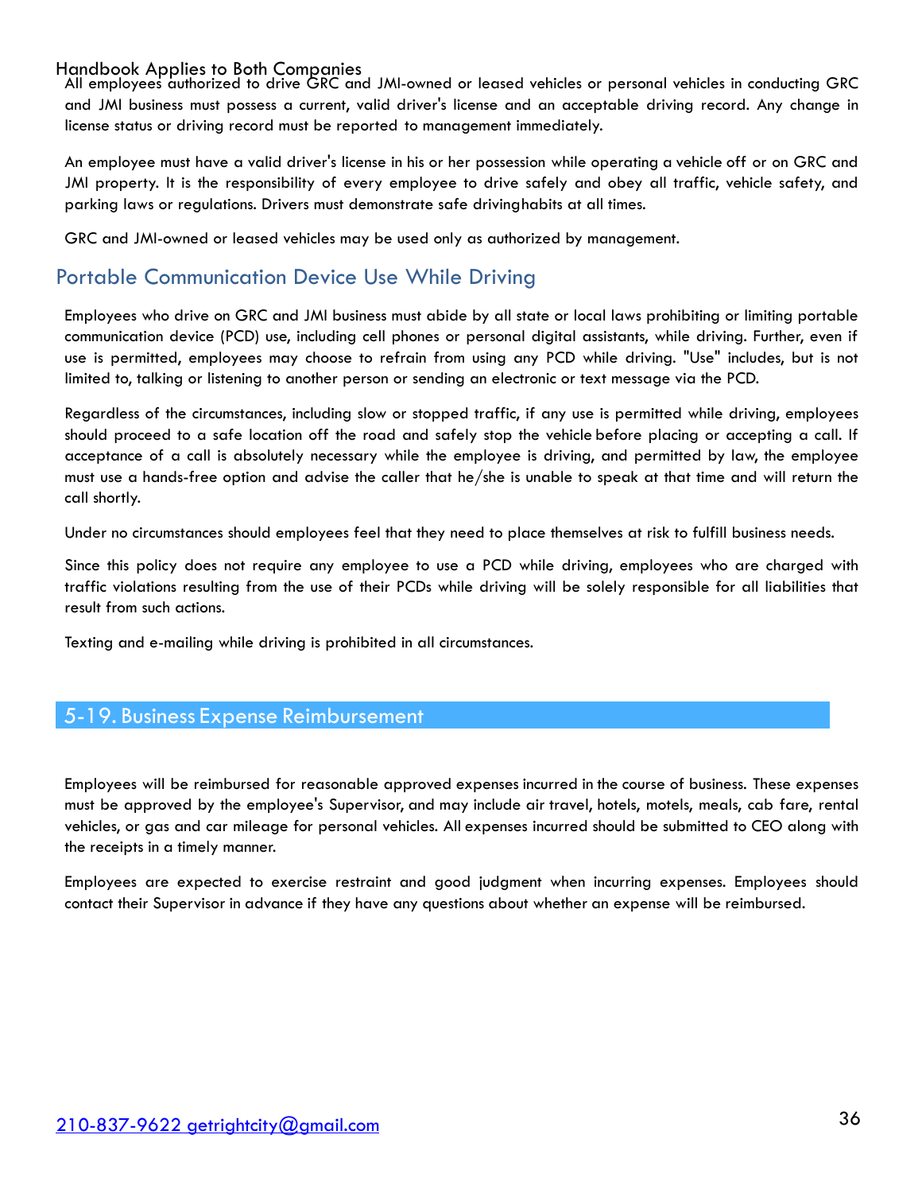All employees authorized to drive GRC and JMI-owned or leased vehicles or personal vehicles in conducting GRC and JMI business must possess a current, valid driver's license and an acceptable driving record. Any change in license status or driving record must be reported to management immediately.

An employee must have a valid driver's license in his or her possession while operating a vehicle off or on GRC and JMI property. It is the responsibility of every employee to drive safely and obey all traffic, vehicle safety, and parking laws or regulations. Drivers must demonstrate safe driving habits at all times.

GRC and JMI-owned or leased vehicles may be used only as authorized by management.

## Portable Communication Device Use While Driving

Employees who drive on GRC and JMI business must abide by all state or local laws prohibiting or limiting portable communication device (PCD) use, including cell phones or personal digital assistants, while driving. Further, even if use is permitted, employees may choose to refrain from using any PCD while driving. "Use" includes, but is not limited to, talking or listening to another person or sending an electronic or text message via the PCD.

Regardless of the circumstances, including slow or stopped traffic, if any use is permitted while driving, employees should proceed to a safe location off the road and safely stop the vehicle before placing or accepting a call. If acceptance of a call is absolutely necessary while the employee is driving, and permitted by law, the employee must use a hands-free option and advise the caller that he/she is unable to speak at that time and will return the call shortly.

Under no circumstances should employees feel that they need to place themselves at risk to fulfill business needs.

Since this policy does not require any employee to use a PCD while driving, employees who are charged with traffic violations resulting from the use of their PCDs while driving will be solely responsible for all liabilities that result from such actions.

Texting and e-mailing while driving is prohibited in all circumstances.

## 5-19. Business Expense Reimbursement

Employees will be reimbursed for reasonable approved expenses incurred in the course of business. These expenses must be approved by the employee's Supervisor, and may include air travel, hotels, motels, meals, cab fare, rental vehicles, or gas and car mileage for personal vehicles. All expenses incurred should be submitted to CEO along with the receipts in a timely manner.

Employees are expected to exercise restraint and good judgment when incurring expenses. Employees should contact their Supervisor in advance if they have any questions about whether an expense will be reimbursed.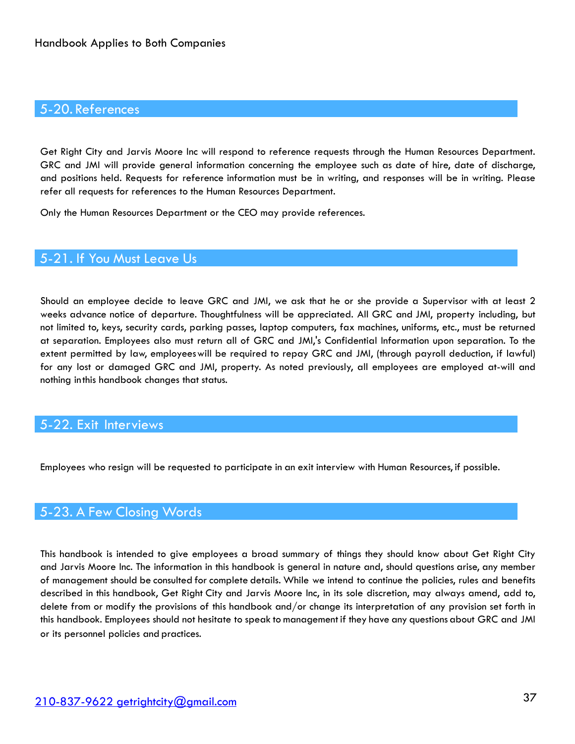## 5-20. References

Get Right City and Jarvis Moore Inc will respond to reference requests through the Human Resources Department. GRC and JMI will provide general information concerning the employee such as date of hire, date of discharge, and positions held. Requests for reference information must be in writing, and responses will be in writing. Please refer all requests for references to the Human Resources Department.

Only the Human Resources Department or the CEO may provide references.

## 5-21. If You Must Leave Us

Should an employee decide to leave GRC and JMI, we ask that he or she provide a Supervisor with at least 2 weeks advance notice of departure. Thoughtfulness will be appreciated. All GRC and JMI, property including, but not limited to, keys, security cards, parking passes, laptop computers, fax machines, uniforms, etc., must be returned at separation. Employees also must return all of GRC and JMI,'s Confidential Information upon separation. To the extent permitted by law, employees will be required to repay GRC and JMI, (through payroll deduction, if lawful) for any lost or damaged GRC and JMI, property. As noted previously, all employees are employed at-will and nothing in this handbook changes that status.

## 5-22. Exit Interviews

Employees who resign will be requested to participate in an exit interview with Human Resources, if possible.

## 5-23. A Few Closing Words

This handbook is intended to give employees a broad summary of things they should know about Get Right City and Jarvis Moore Inc. The information in this handbook is general in nature and, should questions arise, any member of management should be consulted for complete details. While we intend to continue the policies, rules and benefits described in this handbook, Get Right City and Jarvis Moore Inc, in its sole discretion, may always amend, add to, delete from or modify the provisions of this handbook and/or change its interpretation of any provision set forth in this handbook. Employees should not hesitate to speak to management if they have any questions about GRC and JMI or its personnel policies and practices.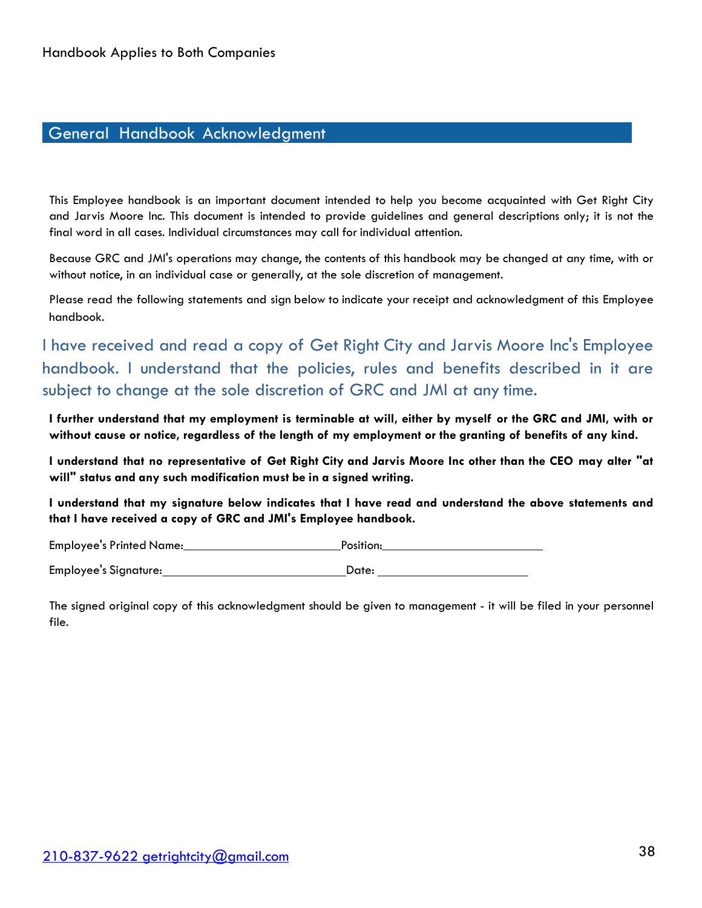## General Handbook Acknowledgment

This Employee handbook is an important document intended to help you become acquainted with Get Right City and Jarvis Moore Inc. This document is intended to provide guidelines and general descriptions only; it is not the final word in all cases. Individual circumstances may call for individual attention.

Because GRC and JMI's operations may change, the contents of this handbook may be changed at any time, with or without notice, in an individual case or generally, at the sole discretion of management.

Please read the following statements and sign below to indicate your receipt and acknowledgment of this Employee handbook.

I have received and read a copy of Get Right City and Jarvis Moore Inc's Employee handbook. I understand that the policies, rules and benefits described in it are subject to change at the sole discretion of GRC and JMI at any time.

**I further understand that my employment is terminable at will, either by myself or the GRC and JMI, with or without cause or notice, regardless of the length of my employment or the granting of benefits of any kind.**

**I understand that no representative of Get Right City and Jarvis Moore Inc other than the CEO may alter "at will" status and any such modification must be in a signed writing.**

**I understand that my signature below indicates that I have read and understand the above statements and that I have received a copy of GRC and JMI's Employee handbook.**

Employee's Printed Name:\_\_\_\_\_\_\_\_\_\_\_\_\_\_\_\_\_\_\_\_\_\_\_\_ Position:\_\_\_\_\_\_\_\_\_\_\_\_\_\_\_\_\_\_\_\_\_\_\_\_

Employee's Signature:\_\_\_\_\_\_\_\_\_\_\_\_\_\_\_\_\_\_\_\_\_\_\_\_\_\_\_ Date: \_\_\_\_\_\_\_\_\_\_\_\_\_\_\_\_\_\_\_\_\_\_\_

The signed original copy of this acknowledgment should be given to management - it will be filed in your personnel file.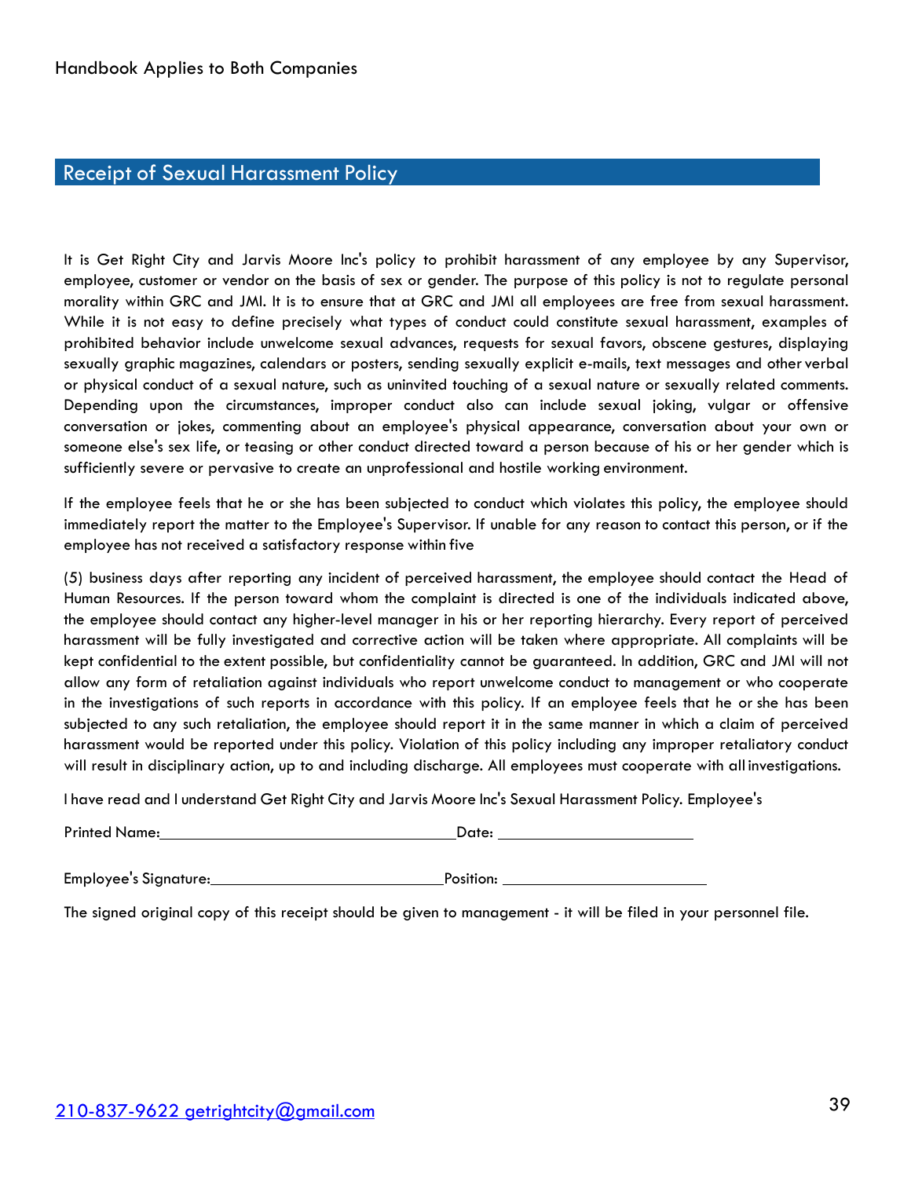Handbook Applies to Both Companies

## Receipt of Sexual Harassment Policy

It is Get Right City and Jarvis Moore Inc's policy to prohibit harassment of any employee by any Supervisor, employee, customer or vendor on the basis of sex or gender. The purpose of this policy is not to regulate personal morality within GRC and JMI. It is to ensure that at GRC and JMI all employees are free from sexual harassment. While it is not easy to define precisely what types of conduct could constitute sexual harassment, examples of prohibited behavior include unwelcome sexual advances, requests for sexual favors, obscene gestures, displaying sexually graphic magazines, calendars or posters, sending sexually explicit e-mails, text messages and other verbal or physical conduct of a sexual nature, such as uninvited touching of a sexual nature or sexually related comments. Depending upon the circumstances, improper conduct also can include sexual joking, vulgar or offensive conversation or jokes, commenting about an employee's physical appearance, conversation about your own or someone else's sex life, or teasing or other conduct directed toward a person because of his or her gender which is sufficiently severe or pervasive to create an unprofessional and hostile working environment.

If the employee feels that he or she has been subjected to conduct which violates this policy, the employee should immediately report the matter to the Employee's Supervisor. If unable for any reason to contact this person, or if the employee has not received a satisfactory response within five

(5) business days after reporting any incident of perceived harassment, the employee should contact the Head of Human Resources. If the person toward whom the complaint is directed is one of the individuals indicated above, the employee should contact any higher-level manager in his or her reporting hierarchy. Every report of perceived harassment will be fully investigated and corrective action will be taken where appropriate. All complaints will be kept confidential to the extent possible, but confidentiality cannot be guaranteed. In addition, GRC and JMI will not allow any form of retaliation against individuals who report unwelcome conduct to management or who cooperate in the investigations of such reports in accordance with this policy. If an employee feels that he or she has been subjected to any such retaliation, the employee should report it in the same manner in which a claim of perceived harassment would be reported under this policy. Violation of this policy including any improper retaliatory conduct will result in disciplinary action, up to and including discharge. All employees must cooperate with all investigations.

I have read and I understand Get Right City and Jarvis Moore Inc's Sexual Harassment Policy. Employee's

Printed Name:\_\_\_\_\_\_\_\_\_\_\_\_\_\_\_\_\_\_\_\_\_\_\_\_\_\_\_\_\_\_\_\_\_\_ Date: \_\_\_\_\_\_\_\_\_\_\_\_\_\_\_\_\_\_\_\_\_\_\_

Employee's Signature:\_\_\_\_\_\_\_\_\_\_\_\_\_\_\_\_\_\_\_\_\_\_\_\_\_\_\_ Position: \_\_\_\_\_\_\_\_\_\_\_\_\_\_\_\_\_\_\_\_\_\_\_\_

The signed original copy of this receipt should be given to management - it will be filed in your personnel file.

210-837-9622 getrightcity@gmail.com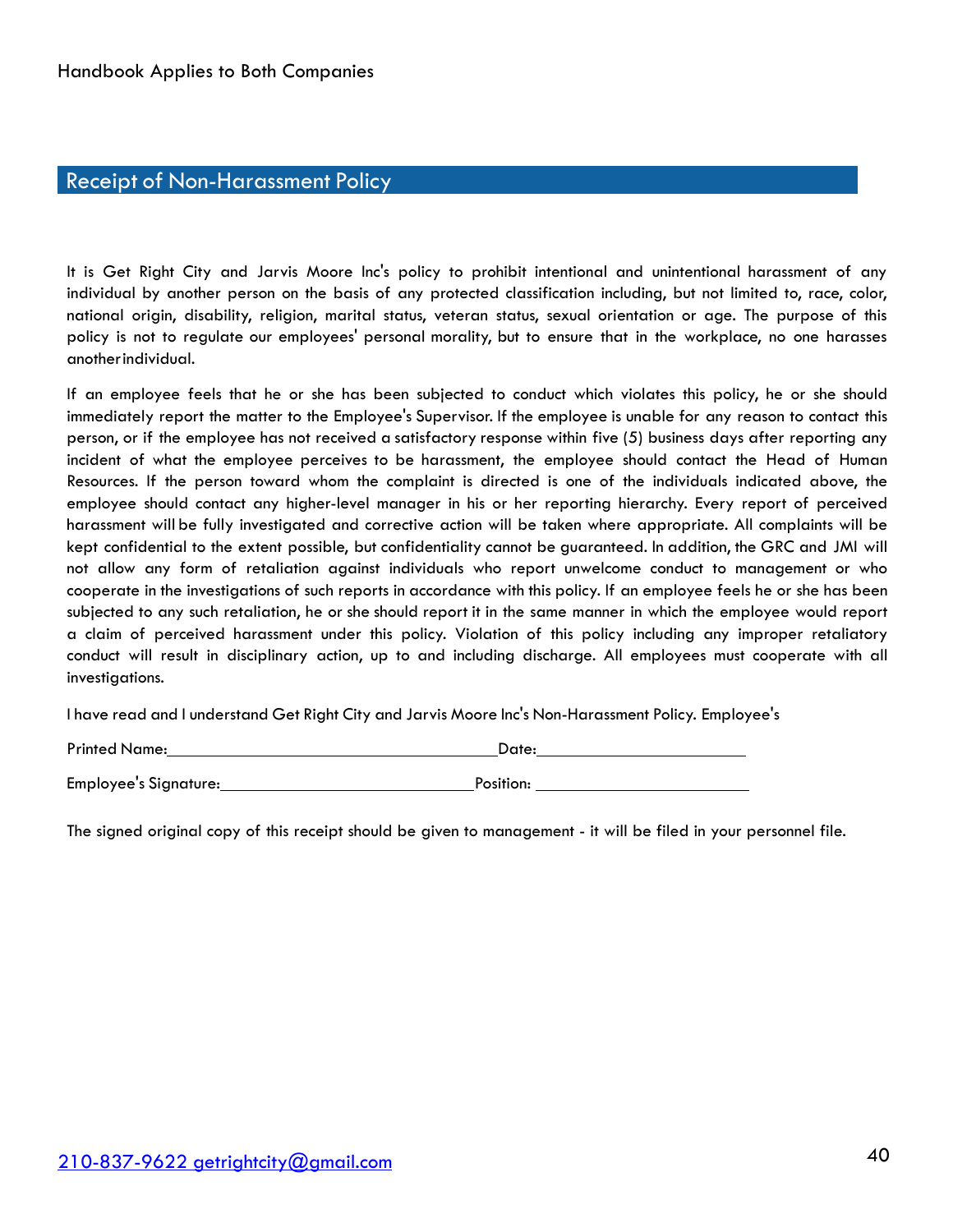## Receipt of Non-Harassment Policy

It is Get Right City and Jarvis Moore Inc's policy to prohibit intentional and unintentional harassment of any individual by another person on the basis of any protected classification including, but not limited to, race, color, national origin, disability, religion, marital status, veteran status, sexual orientation or age. The purpose of this policy is not to regulate our employees' personal morality, but to ensure that in the workplace, no one harasses another individual.

If an employee feels that he or she has been subjected to conduct which violates this policy, he or she should immediately report the matter to the Employee's Supervisor. If the employee is unable for any reason to contact this person, or if the employee has not received a satisfactory response within five (5) business days after reporting any incident of what the employee perceives to be harassment, the employee should contact the Head of Human Resources. If the person toward whom the complaint is directed is one of the individuals indicated above, the employee should contact any higher-level manager in his or her reporting hierarchy. Every report of perceived harassment will be fully investigated and corrective action will be taken where appropriate. All complaints will be kept confidential to the extent possible, but confidentiality cannot be guaranteed. In addition, the GRC and JMI will not allow any form of retaliation against individuals who report unwelcome conduct to management or who cooperate in the investigations of such reports in accordance with this policy. If an employee feels he or she has been subjected to any such retaliation, he or she should report it in the same manner in which the employee would report a claim of perceived harassment under this policy. Violation of this policy including any improper retaliatory conduct will result in disciplinary action, up to and including discharge. All employees must cooperate with all investigations.

I have read and I understand Get Right City and Jarvis Moore Inc's Non-Harassment Policy. Employee's

Printed Name:______________________________ Date:____________________

Employee's Signature:________________________ Position: ____________________

The signed original copy of this receipt should be given to management - it will be filed in your personnel file.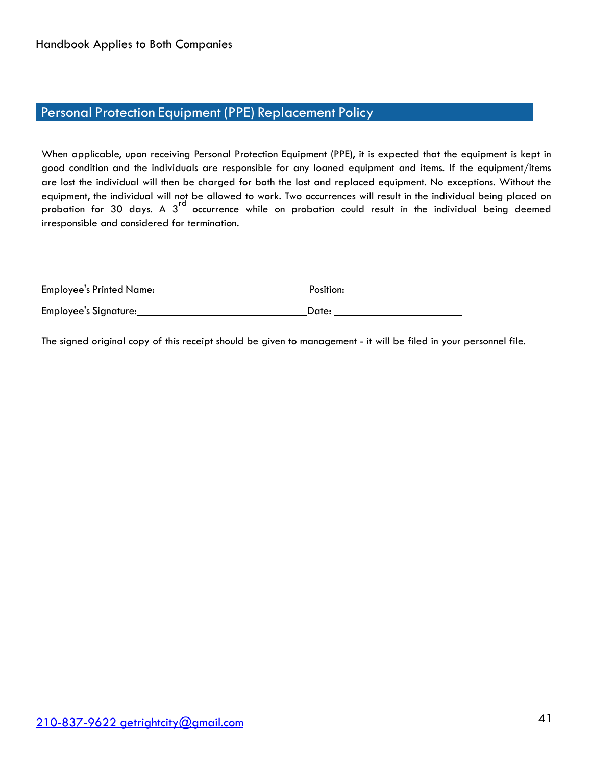## Personal Protection Equipment (PPE) Replacement Policy

When applicable, upon receiving Personal Protection Equipment (PPE), it is expected that the equipment is kept in good condition and the individuals are responsible for any loaned equipment and items. If the equipment/items are lost the individual will then be charged for both the lost and replaced equipment. No exceptions. Without the equipment, the individual will not be allowed to work. Two occurrences will result in the individual being placed on probation for 30 days. A 3rd occurrence while on probation could result in the individual being deemed irresponsible and considered for termination.

Employee's Printed Name:____________________________ Position:_________________________

Employee's Signature:_______________________________ Date: _______________________

The signed original copy of this receipt should be given to management - it will be filed in your personnel file.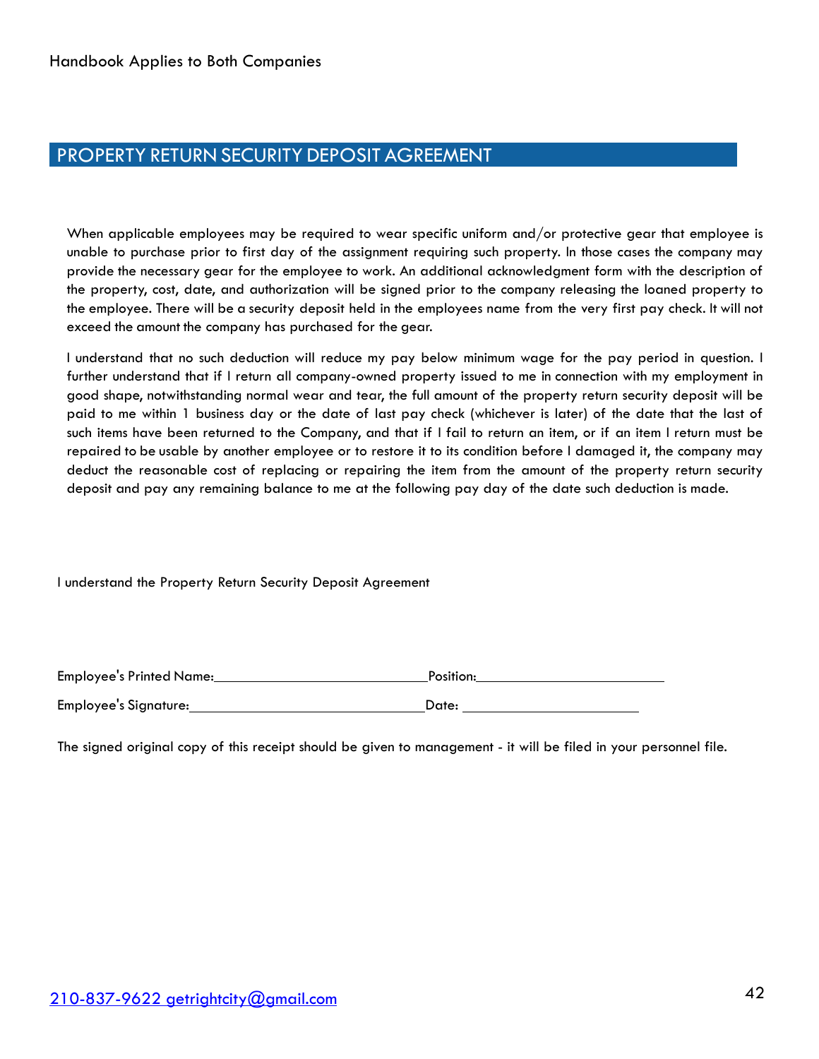## PROPERTY RETURN SECURITY DEPOSIT AGREEMENT

When applicable employees may be required to wear specific uniform and/or protective gear that employee is unable to purchase prior to first day of the assignment requiring such property. In those cases the company may provide the necessary gear for the employee to work. An additional acknowledgment form with the description of the property, cost, date, and authorization will be signed prior to the company releasing the loaned property to the employee. There will be a security deposit held in the employees name from the very first pay check. It will not exceed the amount the company has purchased for the gear.

I understand that no such deduction will reduce my pay below minimum wage for the pay period in question. I further understand that if I return all company-owned property issued to me in connection with my employment in good shape, notwithstanding normal wear and tear, the full amount of the property return security deposit will be paid to me within 1 business day or the date of last pay check (whichever is later) of the date that the last of such items have been returned to the Company, and that if I fail to return an item, or if an item I return must be repaired to be usable by another employee or to restore it to its condition before I damaged it, the company may deduct the reasonable cost of replacing or repairing the item from the amount of the property return security deposit and pay any remaining balance to me at the following pay day of the date such deduction is made.

I understand the Property Return Security Deposit Agreement

Employee's Printed Name:______________________________ Position:__________________________

Employee's Signature:_________________________________ Date: __________________________

The signed original copy of this receipt should be given to management - it will be filed in your personnel file.